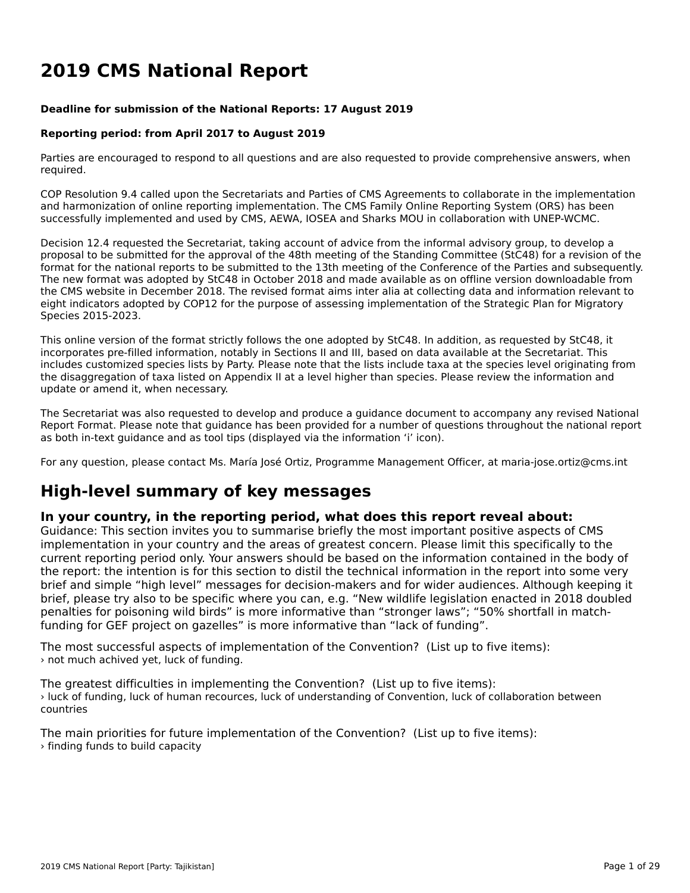# 2019 CMS National Report

**Deadline for submission of the National Reports: 17 August 2019**

**Reporting period: from April 2017 to August 2019**

Parties are encouraged to respond to all questions and are also requested to provide comprehensive answers, when required.

COP Resolution 9.4 called upon the Secretariats and Parties of CMS Agreements to collaborate in the implementation and harmonization of online reporting implementation. The CMS Family Online Reporting System (ORS) has been successfully implemented and used by CMS, AEWA, IOSEA and Sharks MOU in collaboration with UNEP-WCMC.

Decision 12.4 requested the Secretariat, taking account of advice from the informal advisory group, to develop a proposal to be submitted for the approval of the 48th meeting of the Standing Committee (StC48) for a revision of the format for the national reports to be submitted to the 13th meeting of the Conference of the Parties and subsequently. The new format was adopted by StC48 in October 2018 and made available as on offline version downloadable from the CMS website in December 2018. The revised format aims inter alia at collecting data and information relevant to eight indicators adopted by COP12 for the purpose of assessing implementation of the Strategic Plan for Migratory Species 2015-2023.

This online version of the format strictly follows the one adopted by StC48. In addition, as requested by StC48, it incorporates pre-filled information, notably in Sections II and III, based on data available at the Secretariat. This includes customized species lists by Party. Please note that the lists include taxa at the species level originating from the disaggregation of taxa listed on Appendix II at a level higher than species. Please review the information and update or amend it, when necessary.

The Secretariat was also requested to develop and produce a guidance document to accompany any revised National Report Format. Please note that guidance has been provided for a number of questions throughout the national report as both in-text guidance and as tool tips (displayed via the information 'i' icon).

For any question, please contact Ms. María José Ortiz, Programme Management Officer, at maria-jose.ortiz@cms.int

## High-level summary of key messages

### In your country, in the reporting period, what does this report reveal about:

Guidance: This section invites you to summarise briefly the most important positive aspects of CMS implementation in your country and the areas of greatest concern. Please limit this specifically to the current reporting period only. Your answers should be based on the information contained in the body of the report: the intention is for this section to distil the technical information in the report into some very brief and simple "high level" messages for decision-makers and for wider audiences. Although keeping it brief, please try also to be specific where you can, e.g. "New wildlife legislation enacted in 2018 doubled penalties for poisoning wild birds" is more informative than "stronger laws"; "50% shortfall in match-funding for GEF project on gazelles" is more informative than "lack of funding".

The most successful aspects of implementation of the Convention? (List up to five items):
› not much achived yet, luck of funding.

The greatest difficulties in implementing the Convention? (List up to five items):
› luck of funding, luck of human recources, luck of understanding of Convention, luck of collaboration between countries

The main priorities for future implementation of the Convention? (List up to five items):
› finding funds to build capacity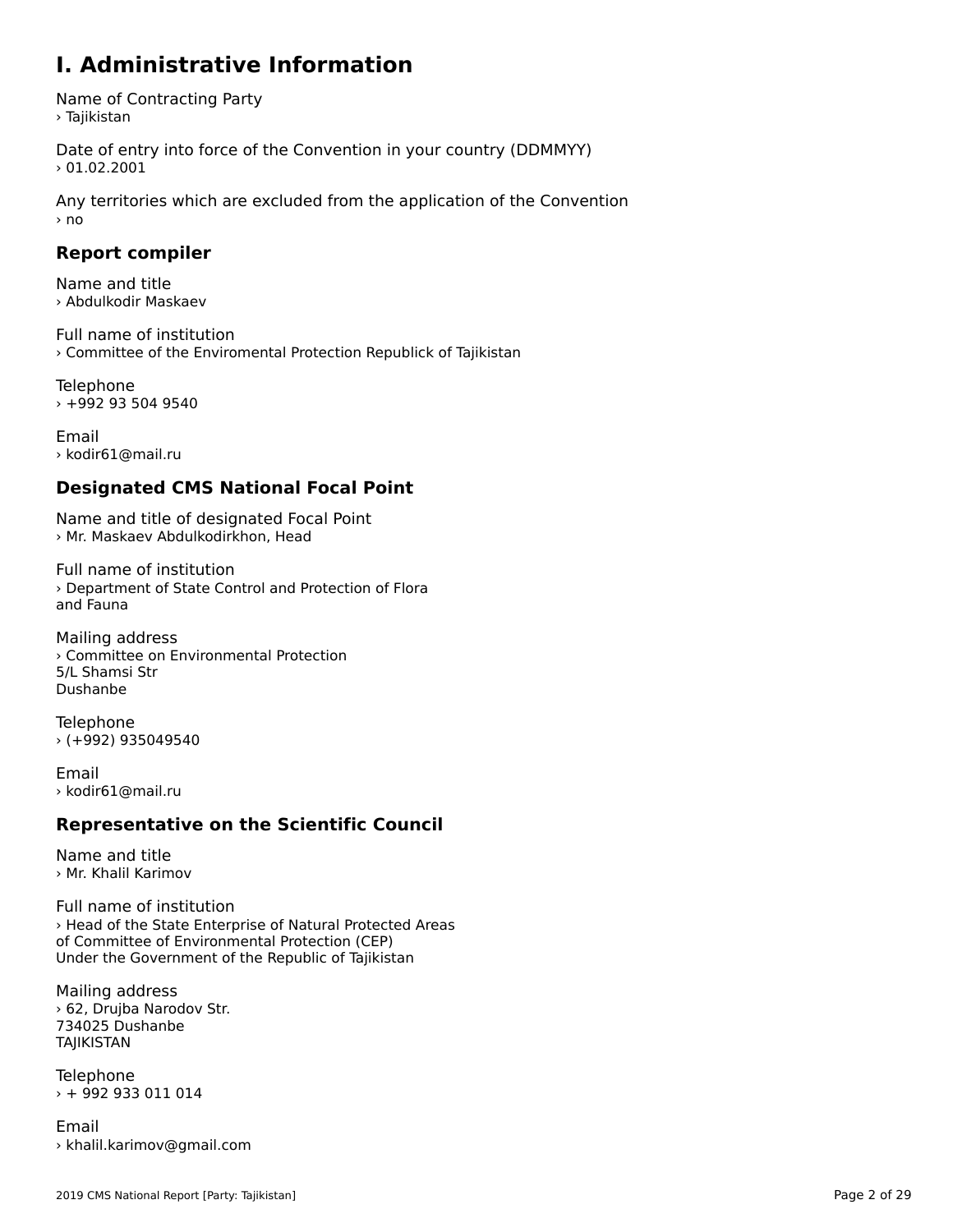# I. Administrative Information

Name of Contracting Party
› Tajikistan

Date of entry into force of the Convention in your country (DDMMYY)
› 01.02.2001

Any territories which are excluded from the application of the Convention
› no

### Report compiler

Name and title
› Abdulkodir Maskaev

Full name of institution
› Committee of the Enviromental Protection Republick of Tajikistan

Telephone
› +992 93 504 9540

Email
› kodir61@mail.ru

### Designated CMS National Focal Point

Name and title of designated Focal Point
› Mr. Maskaev Abdulkodirkhon, Head

Full name of institution
› Department of State Control and Protection of Flora
and Fauna

Mailing address
› Committee on Environmental Protection
5/L Shamsi Str
Dushanbe

Telephone
› (+992) 935049540

Email
› kodir61@mail.ru

### Representative on the Scientific Council

Name and title
› Mr. Khalil Karimov

Full name of institution
› Head of the State Enterprise of Natural Protected Areas
of Committee of Environmental Protection (CEP)
Under the Government of the Republic of Tajikistan

Mailing address
› 62, Drujba Narodov Str.
734025 Dushanbe
TAJIKISTAN

Telephone
› + 992 933 011 014

Email
› khalil.karimov@gmail.com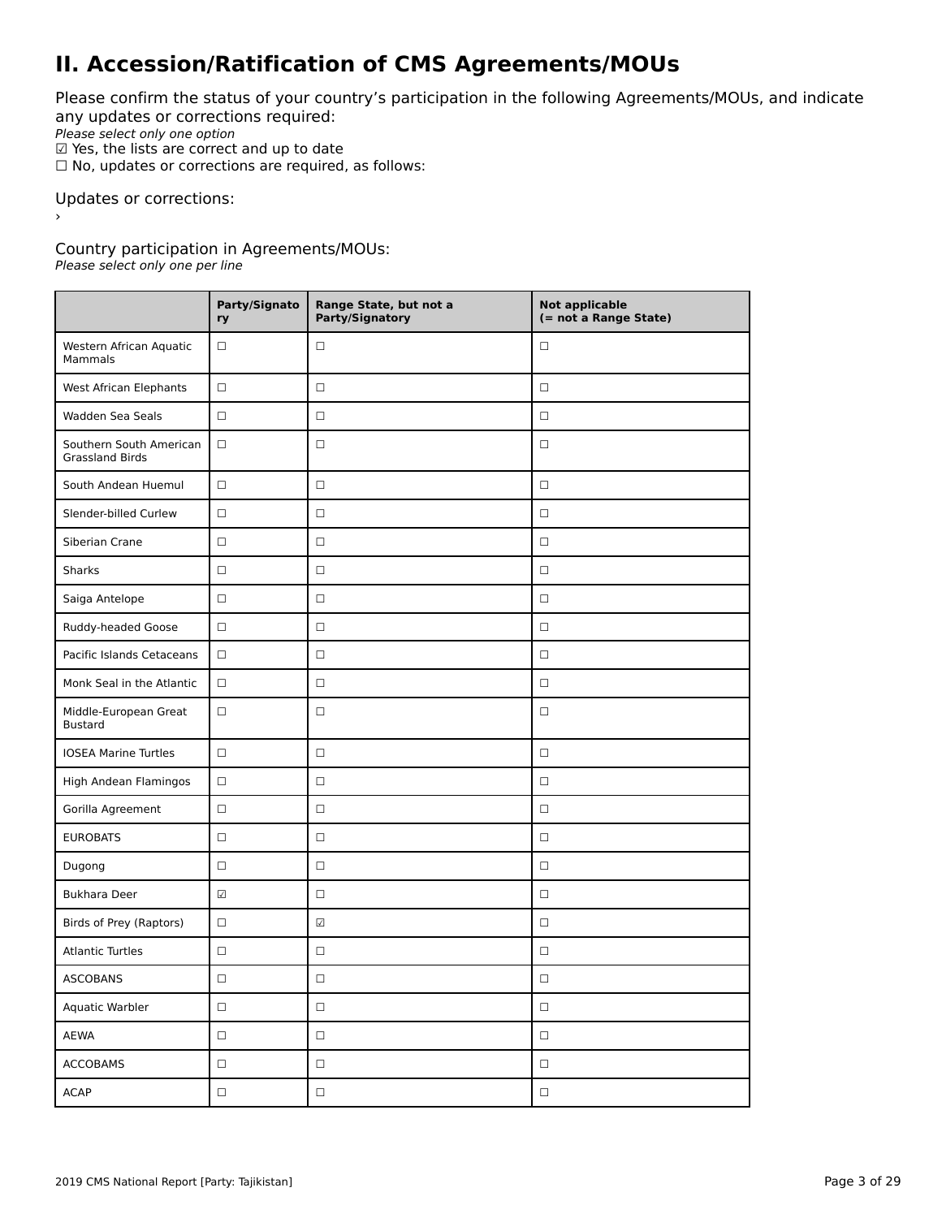# II. Accession/Ratification of CMS Agreements/MOUs

Please confirm the status of your country's participation in the following Agreements/MOUs, and indicate any updates or corrections required:

*Please select only one option*

☑ Yes, the lists are correct and up to date

☐ No, updates or corrections are required, as follows:

Updates or corrections:

›

Country participation in Agreements/MOUs:

*Please select only one per line*

| | Party/Signatory | Range State, but not a Party/Signatory | Not applicable (= not a Range State) |
|---|---|---|---|
| Western African Aquatic Mammals | ☐ | ☐ | ☐ |
| West African Elephants | ☐ | ☐ | ☐ |
| Wadden Sea Seals | ☐ | ☐ | ☐ |
| Southern South American Grassland Birds | ☐ | ☐ | ☐ |
| South Andean Huemul | ☐ | ☐ | ☐ |
| Slender-billed Curlew | ☐ | ☐ | ☐ |
| Siberian Crane | ☐ | ☐ | ☐ |
| Sharks | ☐ | ☐ | ☐ |
| Saiga Antelope | ☐ | ☐ | ☐ |
| Ruddy-headed Goose | ☐ | ☐ | ☐ |
| Pacific Islands Cetaceans | ☐ | ☐ | ☐ |
| Monk Seal in the Atlantic | ☐ | ☐ | ☐ |
| Middle-European Great Bustard | ☐ | ☐ | ☐ |
| IOSEA Marine Turtles | ☐ | ☐ | ☐ |
| High Andean Flamingos | ☐ | ☐ | ☐ |
| Gorilla Agreement | ☐ | ☐ | ☐ |
| EUROBATS | ☐ | ☐ | ☐ |
| Dugong | ☐ | ☐ | ☐ |
| Bukhara Deer | ☑ | ☐ | ☐ |
| Birds of Prey (Raptors) | ☐ | ☑ | ☐ |
| Atlantic Turtles | ☐ | ☐ | ☐ |
| ASCOBANS | ☐ | ☐ | ☐ |
| Aquatic Warbler | ☐ | ☐ | ☐ |
| AEWA | ☐ | ☐ | ☐ |
| ACCOBAMS | ☐ | ☐ | ☐ |
| ACAP | ☐ | ☐ | ☐ |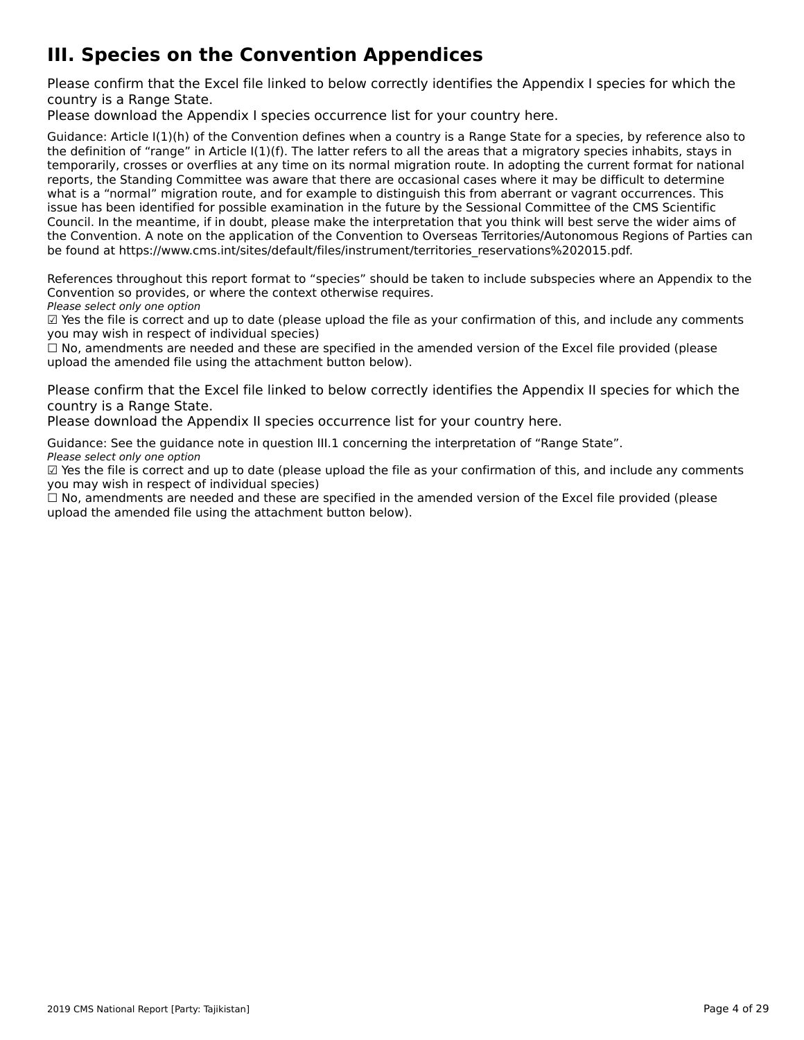# III. Species on the Convention Appendices

Please confirm that the Excel file linked to below correctly identifies the Appendix I species for which the country is a Range State.
Please download the Appendix I species occurrence list for your country here.

Guidance: Article I(1)(h) of the Convention defines when a country is a Range State for a species, by reference also to the definition of "range" in Article I(1)(f). The latter refers to all the areas that a migratory species inhabits, stays in temporarily, crosses or overflies at any time on its normal migration route. In adopting the current format for national reports, the Standing Committee was aware that there are occasional cases where it may be difficult to determine what is a "normal" migration route, and for example to distinguish this from aberrant or vagrant occurrences. This issue has been identified for possible examination in the future by the Sessional Committee of the CMS Scientific Council. In the meantime, if in doubt, please make the interpretation that you think will best serve the wider aims of the Convention. A note on the application of the Convention to Overseas Territories/Autonomous Regions of Parties can be found at https://www.cms.int/sites/default/files/instrument/territories_reservations%202015.pdf.

References throughout this report format to "species" should be taken to include subspecies where an Appendix to the Convention so provides, or where the context otherwise requires.

*Please select only one option*

☑ Yes the file is correct and up to date (please upload the file as your confirmation of this, and include any comments you may wish in respect of individual species)

☐ No, amendments are needed and these are specified in the amended version of the Excel file provided (please upload the amended file using the attachment button below).

Please confirm that the Excel file linked to below correctly identifies the Appendix II species for which the country is a Range State.
Please download the Appendix II species occurrence list for your country here.

Guidance: See the guidance note in question III.1 concerning the interpretation of "Range State".

*Please select only one option*

☑ Yes the file is correct and up to date (please upload the file as your confirmation of this, and include any comments you may wish in respect of individual species)

☐ No, amendments are needed and these are specified in the amended version of the Excel file provided (please upload the amended file using the attachment button below).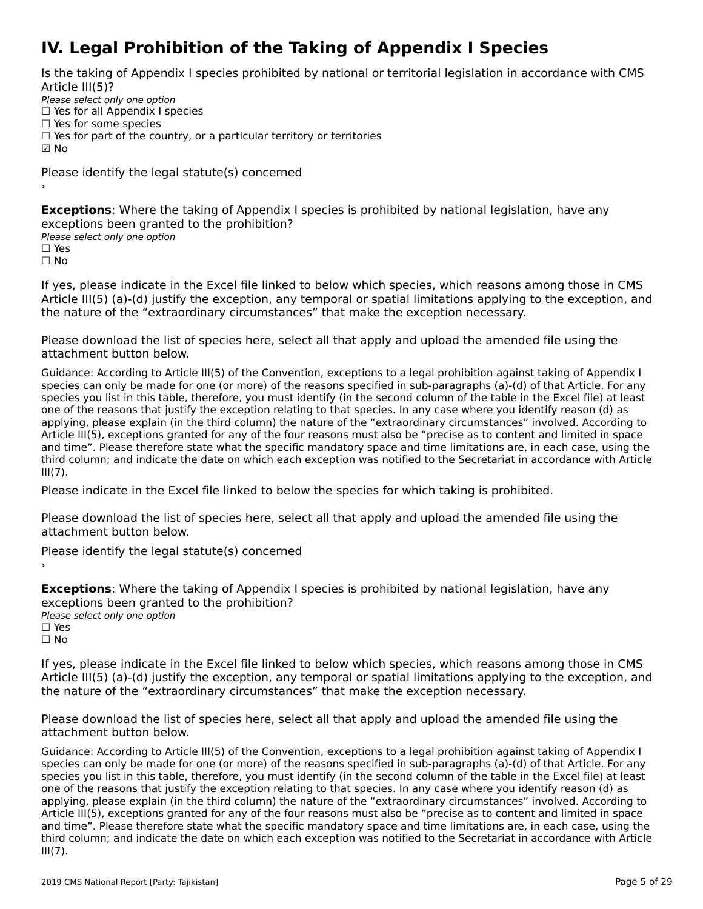# IV. Legal Prohibition of the Taking of Appendix I Species

Is the taking of Appendix I species prohibited by national or territorial legislation in accordance with CMS Article III(5)?

*Please select only one option*

☐ Yes for all Appendix I species
☐ Yes for some species
☐ Yes for part of the country, or a particular territory or territories
☑ No

Please identify the legal statute(s) concerned

›

**Exceptions**: Where the taking of Appendix I species is prohibited by national legislation, have any exceptions been granted to the prohibition?

*Please select only one option*

☐ Yes
☐ No

If yes, please indicate in the Excel file linked to below which species, which reasons among those in CMS Article III(5) (a)-(d) justify the exception, any temporal or spatial limitations applying to the exception, and the nature of the "extraordinary circumstances" that make the exception necessary.

Please download the list of species here, select all that apply and upload the amended file using the attachment button below.

Guidance: According to Article III(5) of the Convention, exceptions to a legal prohibition against taking of Appendix I species can only be made for one (or more) of the reasons specified in sub-paragraphs (a)-(d) of that Article. For any species you list in this table, therefore, you must identify (in the second column of the table in the Excel file) at least one of the reasons that justify the exception relating to that species. In any case where you identify reason (d) as applying, please explain (in the third column) the nature of the "extraordinary circumstances" involved. According to Article III(5), exceptions granted for any of the four reasons must also be "precise as to content and limited in space and time". Please therefore state what the specific mandatory space and time limitations are, in each case, using the third column; and indicate the date on which each exception was notified to the Secretariat in accordance with Article III(7).

Please indicate in the Excel file linked to below the species for which taking is prohibited.

Please download the list of species here, select all that apply and upload the amended file using the attachment button below.

Please identify the legal statute(s) concerned

›

**Exceptions**: Where the taking of Appendix I species is prohibited by national legislation, have any exceptions been granted to the prohibition?

*Please select only one option*

☐ Yes
☐ No

If yes, please indicate in the Excel file linked to below which species, which reasons among those in CMS Article III(5) (a)-(d) justify the exception, any temporal or spatial limitations applying to the exception, and the nature of the "extraordinary circumstances" that make the exception necessary.

Please download the list of species here, select all that apply and upload the amended file using the attachment button below.

Guidance: According to Article III(5) of the Convention, exceptions to a legal prohibition against taking of Appendix I species can only be made for one (or more) of the reasons specified in sub-paragraphs (a)-(d) of that Article. For any species you list in this table, therefore, you must identify (in the second column of the table in the Excel file) at least one of the reasons that justify the exception relating to that species. In any case where you identify reason (d) as applying, please explain (in the third column) the nature of the "extraordinary circumstances" involved. According to Article III(5), exceptions granted for any of the four reasons must also be "precise as to content and limited in space and time". Please therefore state what the specific mandatory space and time limitations are, in each case, using the third column; and indicate the date on which each exception was notified to the Secretariat in accordance with Article III(7).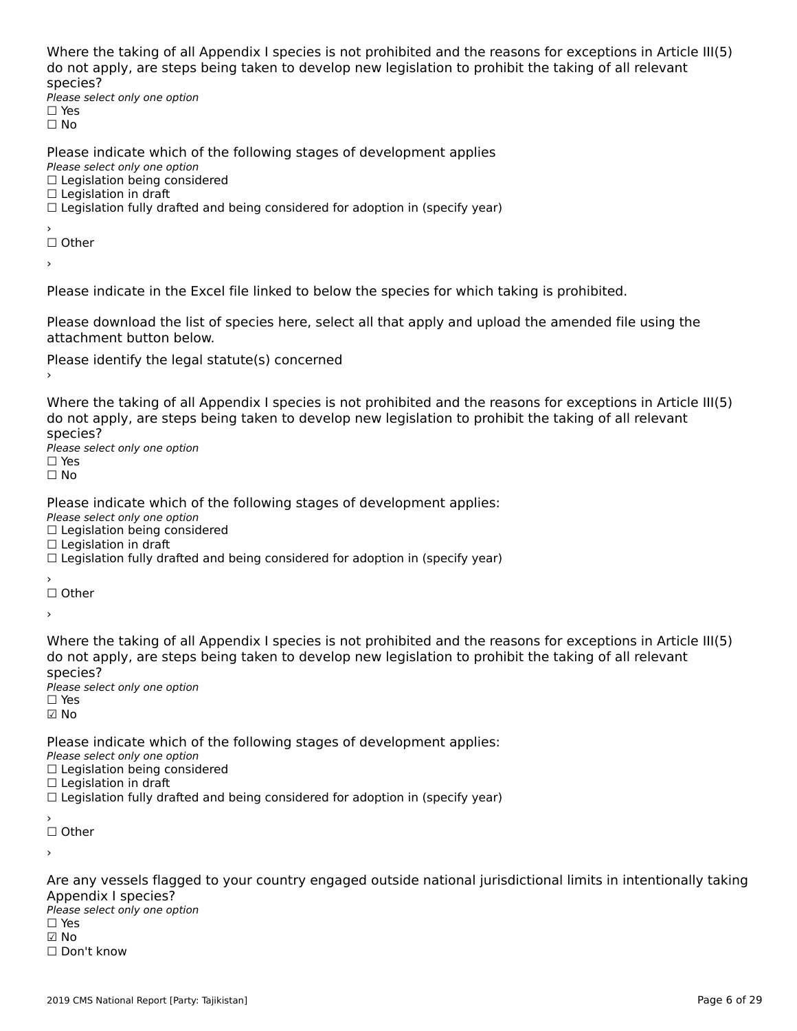Where the taking of all Appendix I species is not prohibited and the reasons for exceptions in Article III(5) do not apply, are steps being taken to develop new legislation to prohibit the taking of all relevant species?

*Please select only one option*

☐ Yes
☐ No

Please indicate which of the following stages of development applies

*Please select only one option*

☐ Legislation being considered
☐ Legislation in draft
☐ Legislation fully drafted and being considered for adoption in (specify year)

›

☐ Other

›

Please indicate in the Excel file linked to below the species for which taking is prohibited.

Please download the list of species here, select all that apply and upload the amended file using the attachment button below.

Please identify the legal statute(s) concerned

›

Where the taking of all Appendix I species is not prohibited and the reasons for exceptions in Article III(5) do not apply, are steps being taken to develop new legislation to prohibit the taking of all relevant species?

*Please select only one option*

☐ Yes
☐ No

Please indicate which of the following stages of development applies:

*Please select only one option*

☐ Legislation being considered
☐ Legislation in draft
☐ Legislation fully drafted and being considered for adoption in (specify year)

›

☐ Other

›

Where the taking of all Appendix I species is not prohibited and the reasons for exceptions in Article III(5) do not apply, are steps being taken to develop new legislation to prohibit the taking of all relevant species?

*Please select only one option*

☐ Yes
☑ No

Please indicate which of the following stages of development applies:

*Please select only one option*

☐ Legislation being considered
☐ Legislation in draft
☐ Legislation fully drafted and being considered for adoption in (specify year)

›

☐ Other

›

Are any vessels flagged to your country engaged outside national jurisdictional limits in intentionally taking Appendix I species?

*Please select only one option*

☐ Yes
☑ No
☐ Don't know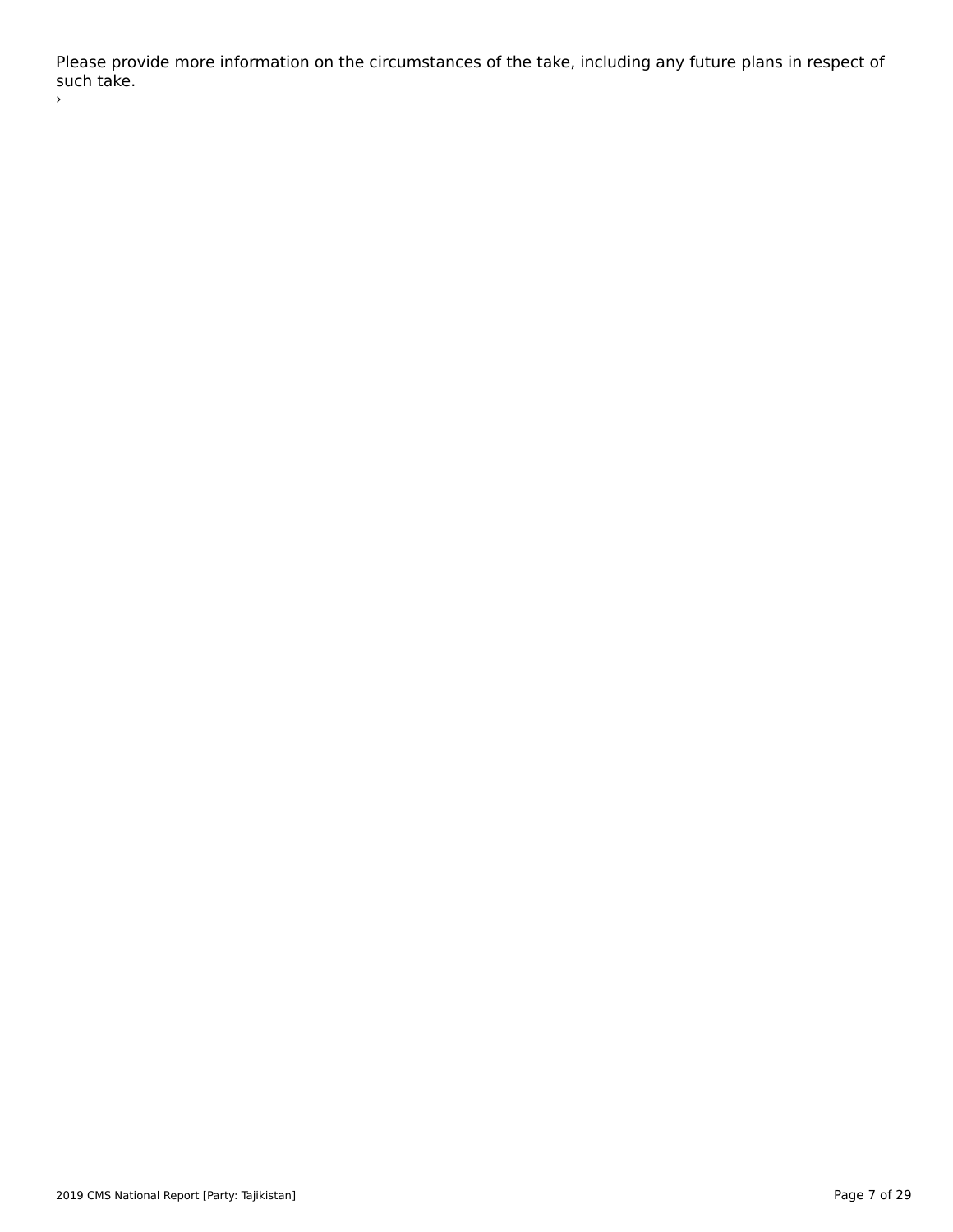Please provide more information on the circumstances of the take, including any future plans in respect of such take.

›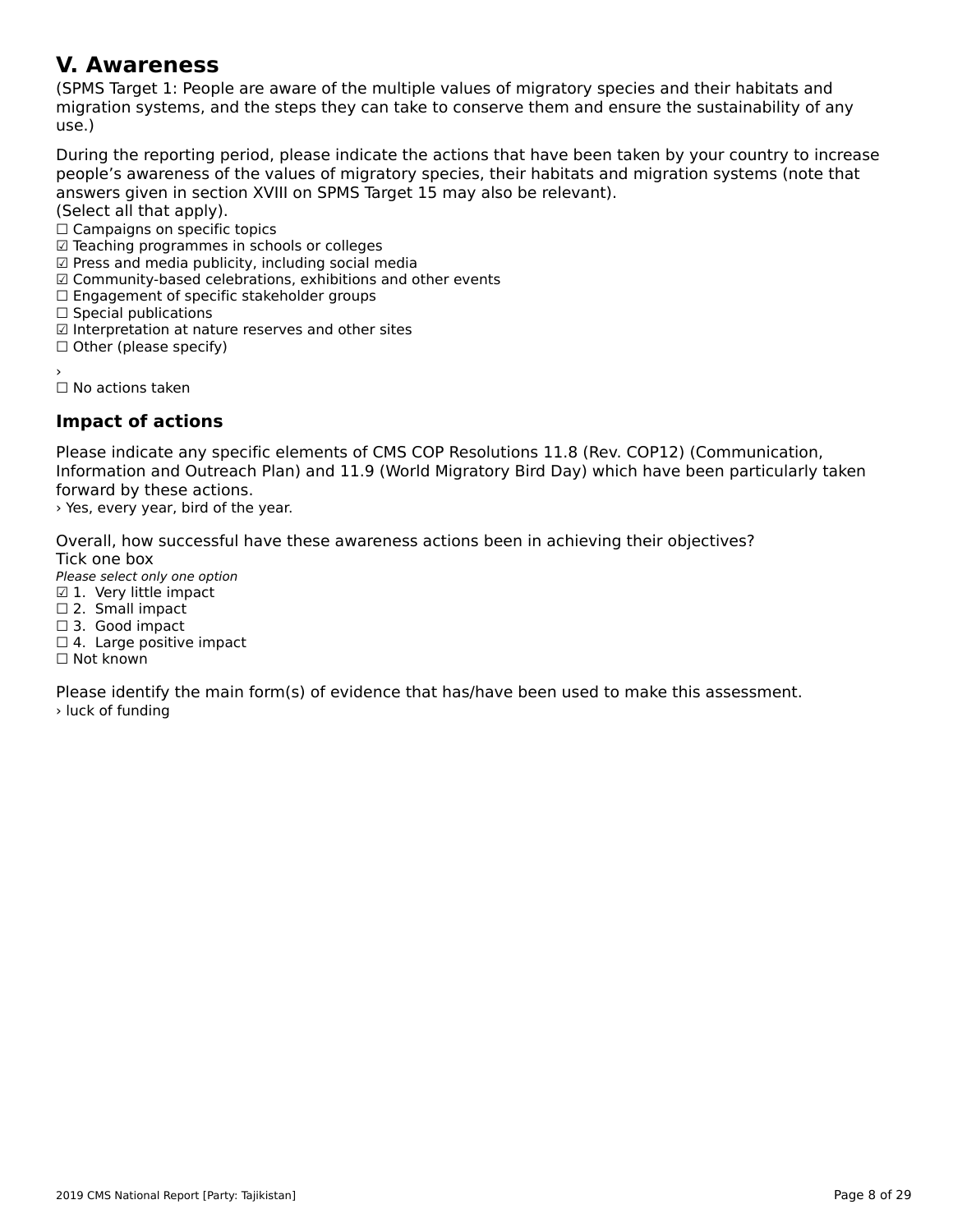## V. Awareness

(SPMS Target 1: People are aware of the multiple values of migratory species and their habitats and migration systems, and the steps they can take to conserve them and ensure the sustainability of any use.)

During the reporting period, please indicate the actions that have been taken by your country to increase people's awareness of the values of migratory species, their habitats and migration systems (note that answers given in section XVIII on SPMS Target 15 may also be relevant).
(Select all that apply).

☐ Campaigns on specific topics
☑ Teaching programmes in schools or colleges
☑ Press and media publicity, including social media
☑ Community-based celebrations, exhibitions and other events
☐ Engagement of specific stakeholder groups
☐ Special publications
☑ Interpretation at nature reserves and other sites
☐ Other (please specify)

›

☐ No actions taken

### Impact of actions

Please indicate any specific elements of CMS COP Resolutions 11.8 (Rev. COP12) (Communication, Information and Outreach Plan) and 11.9 (World Migratory Bird Day) which have been particularly taken forward by these actions.

› Yes, every year, bird of the year.

Overall, how successful have these awareness actions been in achieving their objectives?
Tick one box
*Please select only one option*

☑ 1. Very little impact
☐ 2. Small impact
☐ 3. Good impact
☐ 4. Large positive impact
☐ Not known

Please identify the main form(s) of evidence that has/have been used to make this assessment.

› luck of funding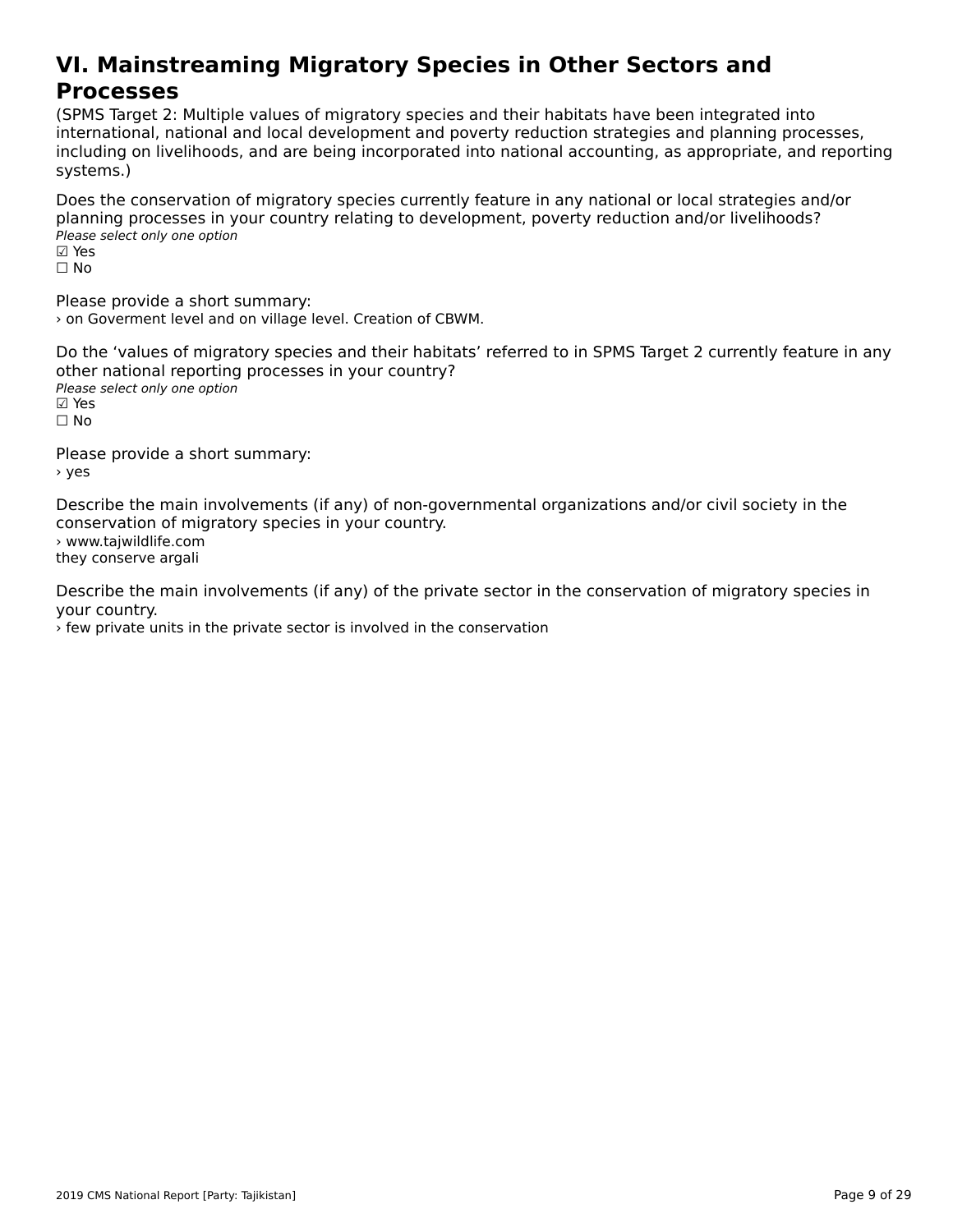# VI. Mainstreaming Migratory Species in Other Sectors and Processes

(SPMS Target 2: Multiple values of migratory species and their habitats have been integrated into international, national and local development and poverty reduction strategies and planning processes, including on livelihoods, and are being incorporated into national accounting, as appropriate, and reporting systems.)

Does the conservation of migratory species currently feature in any national or local strategies and/or planning processes in your country relating to development, poverty reduction and/or livelihoods?

*Please select only one option*

☑ Yes
☐ No

Please provide a short summary:

› on Goverment level and on village level. Creation of CBWM.

Do the 'values of migratory species and their habitats' referred to in SPMS Target 2 currently feature in any other national reporting processes in your country?

*Please select only one option*

☑ Yes
☐ No

Please provide a short summary:

› yes

Describe the main involvements (if any) of non-governmental organizations and/or civil society in the conservation of migratory species in your country.

› www.tajwildlife.com
they conserve argali

Describe the main involvements (if any) of the private sector in the conservation of migratory species in your country.

› few private units in the private sector is involved in the conservation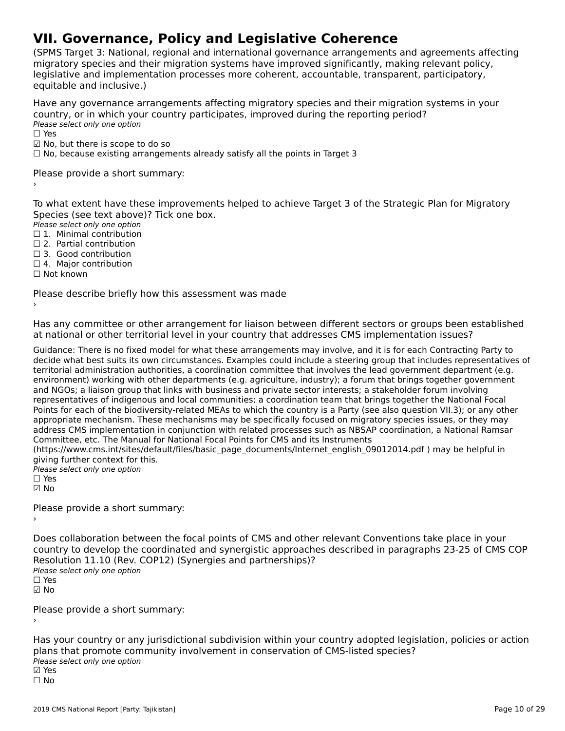# VII. Governance, Policy and Legislative Coherence

(SPMS Target 3: National, regional and international governance arrangements and agreements affecting migratory species and their migration systems have improved significantly, making relevant policy, legislative and implementation processes more coherent, accountable, transparent, participatory, equitable and inclusive.)

Have any governance arrangements affecting migratory species and their migration systems in your country, or in which your country participates, improved during the reporting period?

*Please select only one option*

☐ Yes
☑ No, but there is scope to do so
☐ No, because existing arrangements already satisfy all the points in Target 3

Please provide a short summary:

›

To what extent have these improvements helped to achieve Target 3 of the Strategic Plan for Migratory Species (see text above)? Tick one box.

*Please select only one option*

☐ 1. Minimal contribution
☐ 2. Partial contribution
☐ 3. Good contribution
☐ 4. Major contribution
☐ Not known

Please describe briefly how this assessment was made

›

Has any committee or other arrangement for liaison between different sectors or groups been established at national or other territorial level in your country that addresses CMS implementation issues?

Guidance: There is no fixed model for what these arrangements may involve, and it is for each Contracting Party to decide what best suits its own circumstances. Examples could include a steering group that includes representatives of territorial administration authorities, a coordination committee that involves the lead government department (e.g. environment) working with other departments (e.g. agriculture, industry); a forum that brings together government and NGOs; a liaison group that links with business and private sector interests; a stakeholder forum involving representatives of indigenous and local communities; a coordination team that brings together the National Focal Points for each of the biodiversity-related MEAs to which the country is a Party (see also question VII.3); or any other appropriate mechanism. These mechanisms may be specifically focused on migratory species issues, or they may address CMS implementation in conjunction with related processes such as NBSAP coordination, a National Ramsar Committee, etc. The Manual for National Focal Points for CMS and its Instruments (https://www.cms.int/sites/default/files/basic_page_documents/Internet_english_09012014.pdf ) may be helpful in giving further context for this.

*Please select only one option*

☐ Yes
☑ No

Please provide a short summary:

›

Does collaboration between the focal points of CMS and other relevant Conventions take place in your country to develop the coordinated and synergistic approaches described in paragraphs 23-25 of CMS COP Resolution 11.10 (Rev. COP12) (Synergies and partnerships)?

*Please select only one option*

☐ Yes
☑ No

Please provide a short summary:

›

Has your country or any jurisdictional subdivision within your country adopted legislation, policies or action plans that promote community involvement in conservation of CMS-listed species?

*Please select only one option*

☑ Yes
☐ No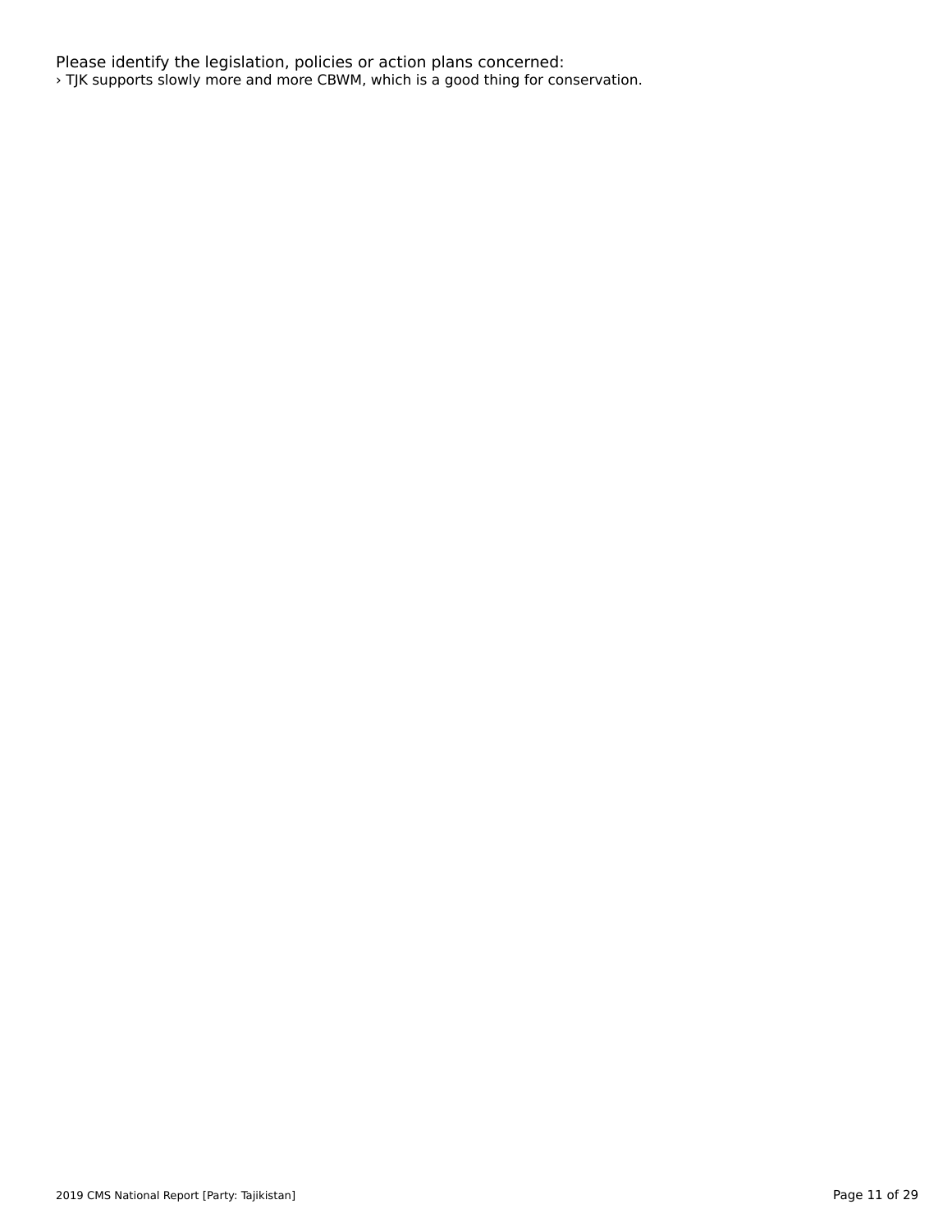Please identify the legislation, policies or action plans concerned:

› TJK supports slowly more and more CBWM, which is a good thing for conservation.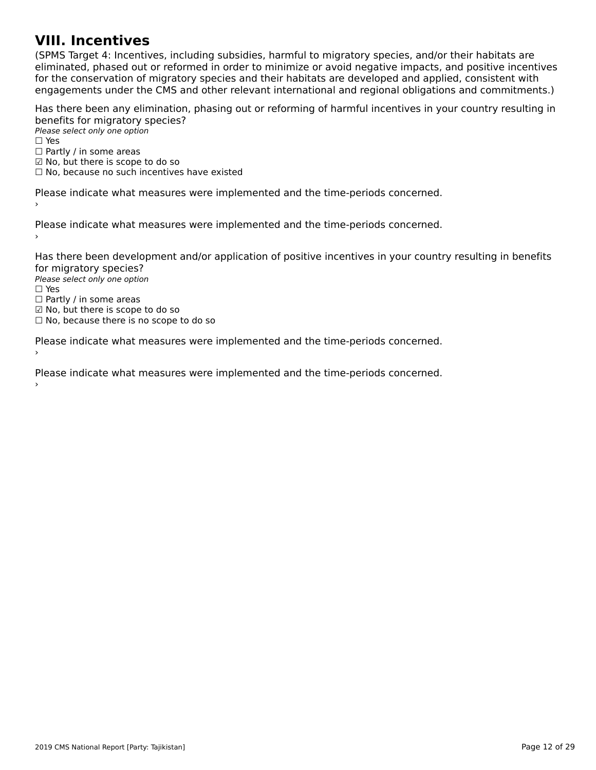# VIII. Incentives

(SPMS Target 4: Incentives, including subsidies, harmful to migratory species, and/or their habitats are eliminated, phased out or reformed in order to minimize or avoid negative impacts, and positive incentives for the conservation of migratory species and their habitats are developed and applied, consistent with engagements under the CMS and other relevant international and regional obligations and commitments.)

Has there been any elimination, phasing out or reforming of harmful incentives in your country resulting in benefits for migratory species?

*Please select only one option*

☐ Yes
☐ Partly / in some areas
☑ No, but there is scope to do so
☐ No, because no such incentives have existed

Please indicate what measures were implemented and the time-periods concerned.

›

Please indicate what measures were implemented and the time-periods concerned.

›

Has there been development and/or application of positive incentives in your country resulting in benefits for migratory species?

*Please select only one option*

☐ Yes
☐ Partly / in some areas
☑ No, but there is scope to do so
☐ No, because there is no scope to do so

Please indicate what measures were implemented and the time-periods concerned.

›

Please indicate what measures were implemented and the time-periods concerned.

›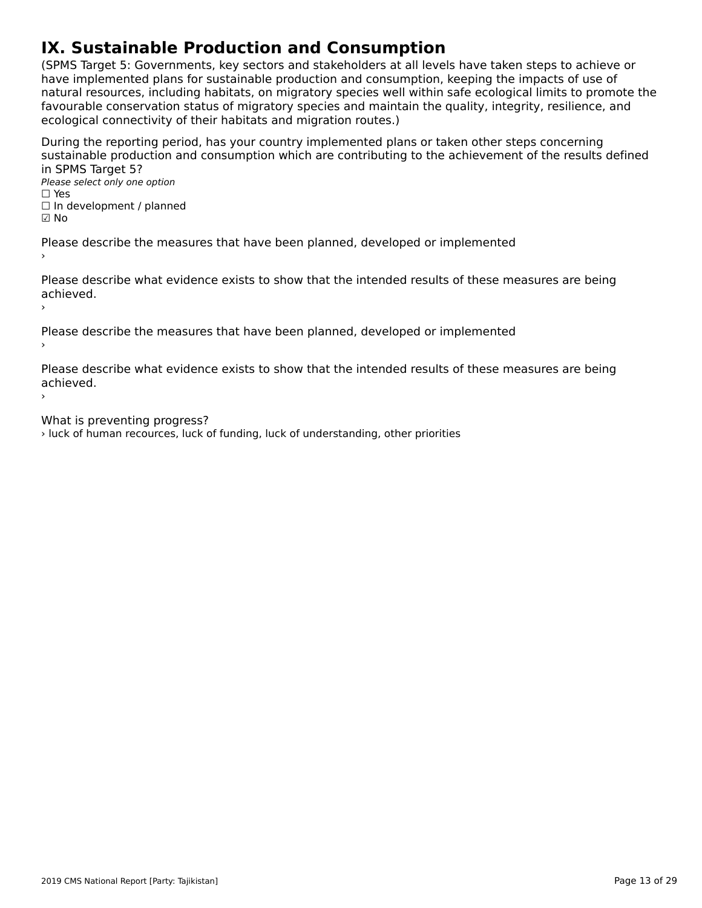# IX. Sustainable Production and Consumption

(SPMS Target 5: Governments, key sectors and stakeholders at all levels have taken steps to achieve or have implemented plans for sustainable production and consumption, keeping the impacts of use of natural resources, including habitats, on migratory species well within safe ecological limits to promote the favourable conservation status of migratory species and maintain the quality, integrity, resilience, and ecological connectivity of their habitats and migration routes.)

During the reporting period, has your country implemented plans or taken other steps concerning sustainable production and consumption which are contributing to the achievement of the results defined in SPMS Target 5?

*Please select only one option*

☐ Yes
☐ In development / planned
☑ No

Please describe the measures that have been planned, developed or implemented

›

Please describe what evidence exists to show that the intended results of these measures are being achieved.

›

Please describe the measures that have been planned, developed or implemented

›

Please describe what evidence exists to show that the intended results of these measures are being achieved.

›

What is preventing progress?

› luck of human recources, luck of funding, luck of understanding, other priorities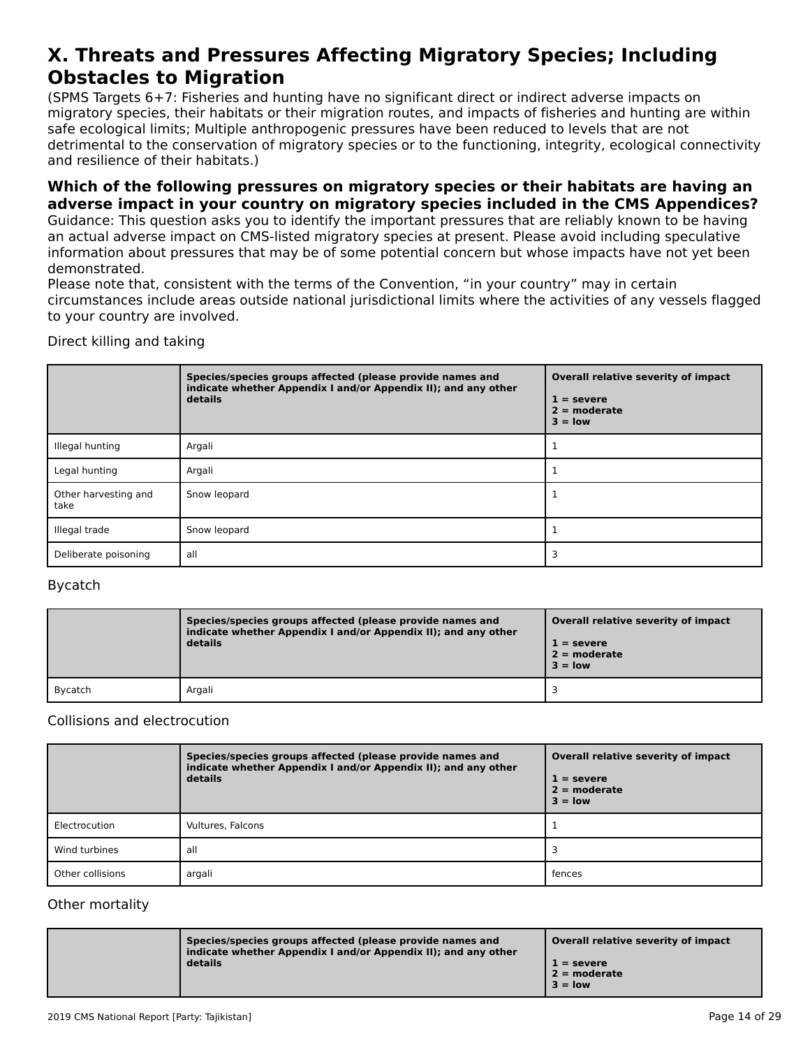# X. Threats and Pressures Affecting Migratory Species; Including Obstacles to Migration

(SPMS Targets 6+7: Fisheries and hunting have no significant direct or indirect adverse impacts on migratory species, their habitats or their migration routes, and impacts of fisheries and hunting are within safe ecological limits; Multiple anthropogenic pressures have been reduced to levels that are not detrimental to the conservation of migratory species or to the functioning, integrity, ecological connectivity and resilience of their habitats.)

### Which of the following pressures on migratory species or their habitats are having an adverse impact in your country on migratory species included in the CMS Appendices?

Guidance: This question asks you to identify the important pressures that are reliably known to be having an actual adverse impact on CMS-listed migratory species at present. Please avoid including speculative information about pressures that may be of some potential concern but whose impacts have not yet been demonstrated.
Please note that, consistent with the terms of the Convention, "in your country" may in certain circumstances include areas outside national jurisdictional limits where the activities of any vessels flagged to your country are involved.

Direct killing and taking

| | Species/species groups affected (please provide names and indicate whether Appendix I and/or Appendix II); and any other details | Overall relative severity of impact<br>1 = severe<br>2 = moderate<br>3 = low |
|---|---|---|
| Illegal hunting | Argali | 1 |
| Legal hunting | Argali | 1 |
| Other harvesting and take | Snow leopard | 1 |
| Illegal trade | Snow leopard | 1 |
| Deliberate poisoning | all | 3 |

Bycatch

| | Species/species groups affected (please provide names and indicate whether Appendix I and/or Appendix II); and any other details | Overall relative severity of impact<br>1 = severe<br>2 = moderate<br>3 = low |
|---|---|---|
| Bycatch | Argali | 3 |

Collisions and electrocution

| | Species/species groups affected (please provide names and indicate whether Appendix I and/or Appendix II); and any other details | Overall relative severity of impact<br>1 = severe<br>2 = moderate<br>3 = low |
|---|---|---|
| Electrocution | Vultures, Falcons | 1 |
| Wind turbines | all | 3 |
| Other collisions | argali | fences |

Other mortality

| | Species/species groups affected (please provide names and indicate whether Appendix I and/or Appendix II); and any other details | Overall relative severity of impact<br>1 = severe<br>2 = moderate<br>3 = low |
|---|---|---|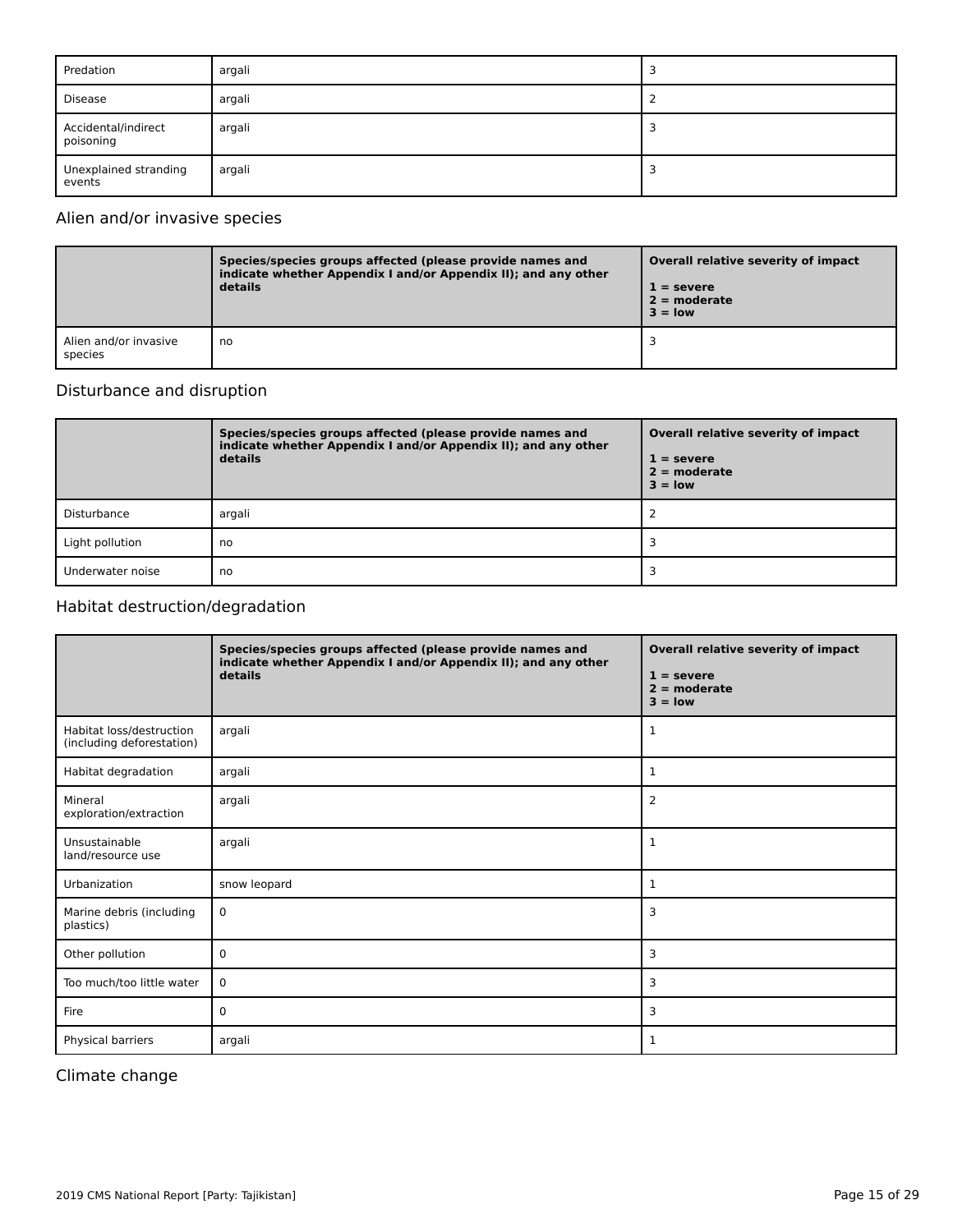| | | |
|---|---|---|
| Predation | argali | 3 |
| Disease | argali | 2 |
| Accidental/indirect poisoning | argali | 3 |
| Unexplained stranding events | argali | 3 |

## Alien and/or invasive species

| | Species/species groups affected (please provide names and indicate whether Appendix I and/or Appendix II); and any other details | Overall relative severity of impact<br><br>1 = severe<br>2 = moderate<br>3 = low |
|---|---|---|
| Alien and/or invasive species | no | 3 |

## Disturbance and disruption

| | Species/species groups affected (please provide names and indicate whether Appendix I and/or Appendix II); and any other details | Overall relative severity of impact<br><br>1 = severe<br>2 = moderate<br>3 = low |
|---|---|---|
| Disturbance | argali | 2 |
| Light pollution | no | 3 |
| Underwater noise | no | 3 |

## Habitat destruction/degradation

| | Species/species groups affected (please provide names and indicate whether Appendix I and/or Appendix II); and any other details | Overall relative severity of impact<br><br>1 = severe<br>2 = moderate<br>3 = low |
|---|---|---|
| Habitat loss/destruction (including deforestation) | argali | 1 |
| Habitat degradation | argali | 1 |
| Mineral exploration/extraction | argali | 2 |
| Unsustainable land/resource use | argali | 1 |
| Urbanization | snow leopard | 1 |
| Marine debris (including plastics) | 0 | 3 |
| Other pollution | 0 | 3 |
| Too much/too little water | 0 | 3 |
| Fire | 0 | 3 |
| Physical barriers | argali | 1 |

## Climate change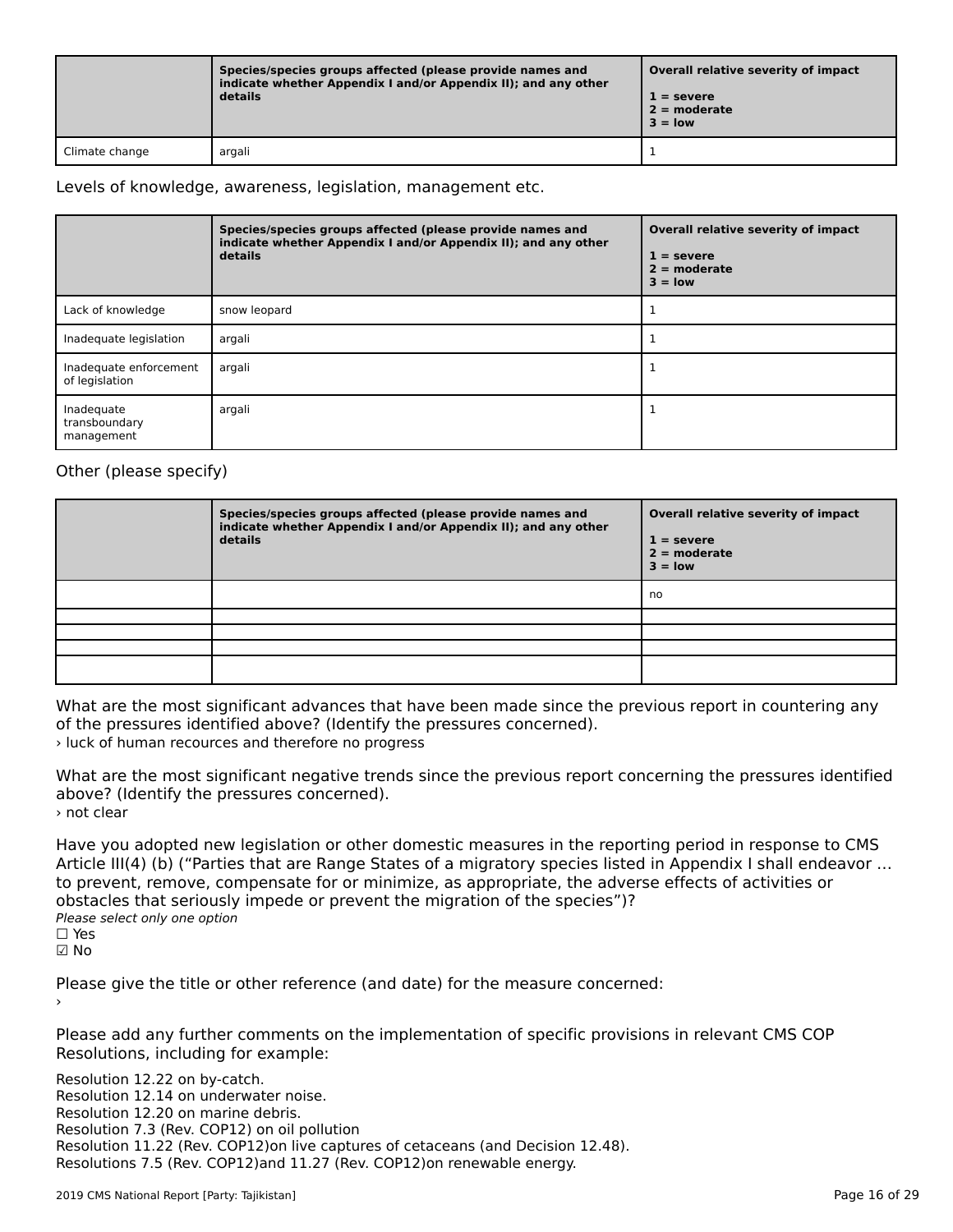| | Species/species groups affected (please provide names and indicate whether Appendix I and/or Appendix II); and any other details | Overall relative severity of impact<br><br>1 = severe<br>2 = moderate<br>3 = low |
|---|---|---|
| Climate change | argali | 1 |

Levels of knowledge, awareness, legislation, management etc.

| | Species/species groups affected (please provide names and indicate whether Appendix I and/or Appendix II); and any other details | Overall relative severity of impact<br><br>1 = severe<br>2 = moderate<br>3 = low |
|---|---|---|
| Lack of knowledge | snow leopard | 1 |
| Inadequate legislation | argali | 1 |
| Inadequate enforcement of legislation | argali | 1 |
| Inadequate transboundary management | argali | 1 |

Other (please specify)

| | Species/species groups affected (please provide names and indicate whether Appendix I and/or Appendix II); and any other details | Overall relative severity of impact<br><br>1 = severe<br>2 = moderate<br>3 = low |
|---|---|---|
| | | no |
| | | |
| | | |
| | | |
| | | |

What are the most significant advances that have been made since the previous report in countering any of the pressures identified above? (Identify the pressures concerned).
› luck of human recources and therefore no progress

What are the most significant negative trends since the previous report concerning the pressures identified above? (Identify the pressures concerned).
› not clear

Have you adopted new legislation or other domestic measures in the reporting period in response to CMS Article III(4) (b) ("Parties that are Range States of a migratory species listed in Appendix I shall endeavor … to prevent, remove, compensate for or minimize, as appropriate, the adverse effects of activities or obstacles that seriously impede or prevent the migration of the species")?
*Please select only one option*
☐ Yes
☑ No

Please give the title or other reference (and date) for the measure concerned:
›

Please add any further comments on the implementation of specific provisions in relevant CMS COP Resolutions, including for example:

Resolution 12.22 on by-catch.
Resolution 12.14 on underwater noise.
Resolution 12.20 on marine debris.
Resolution 7.3 (Rev. COP12) on oil pollution
Resolution 11.22 (Rev. COP12)on live captures of cetaceans (and Decision 12.48).
Resolutions 7.5 (Rev. COP12)and 11.27 (Rev. COP12)on renewable energy.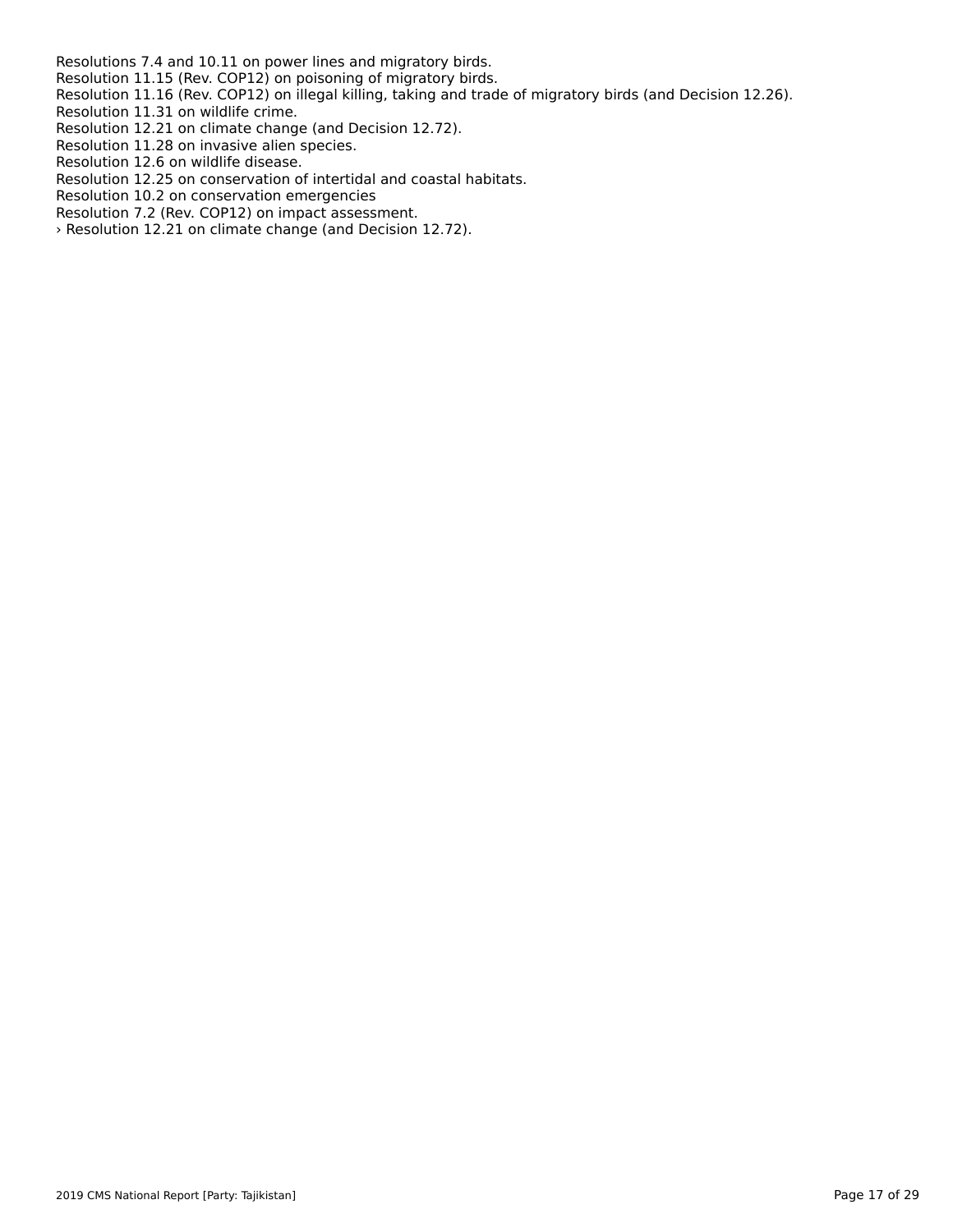Resolutions 7.4 and 10.11 on power lines and migratory birds.
Resolution 11.15 (Rev. COP12) on poisoning of migratory birds.
Resolution 11.16 (Rev. COP12) on illegal killing, taking and trade of migratory birds (and Decision 12.26).
Resolution 11.31 on wildlife crime.
Resolution 12.21 on climate change (and Decision 12.72).
Resolution 11.28 on invasive alien species.
Resolution 12.6 on wildlife disease.
Resolution 12.25 on conservation of intertidal and coastal habitats.
Resolution 10.2 on conservation emergencies
Resolution 7.2 (Rev. COP12) on impact assessment.
› Resolution 12.21 on climate change (and Decision 12.72).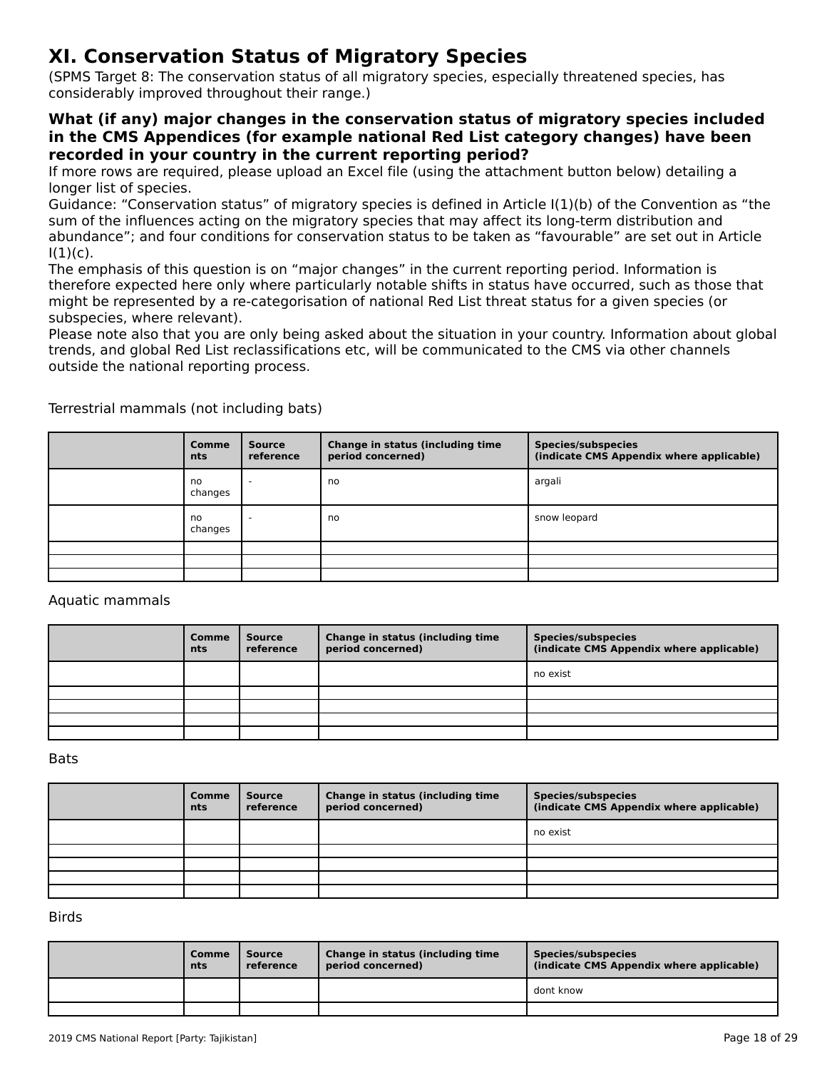# XI. Conservation Status of Migratory Species

(SPMS Target 8: The conservation status of all migratory species, especially threatened species, has considerably improved throughout their range.)

### What (if any) major changes in the conservation status of migratory species included in the CMS Appendices (for example national Red List category changes) have been recorded in your country in the current reporting period?

If more rows are required, please upload an Excel file (using the attachment button below) detailing a longer list of species.

Guidance: “Conservation status” of migratory species is defined in Article I(1)(b) of the Convention as “the sum of the influences acting on the migratory species that may affect its long-term distribution and abundance”; and four conditions for conservation status to be taken as “favourable” are set out in Article I(1)(c).

The emphasis of this question is on “major changes” in the current reporting period. Information is therefore expected here only where particularly notable shifts in status have occurred, such as those that might be represented by a re-categorisation of national Red List threat status for a given species (or subspecies, where relevant).

Please note also that you are only being asked about the situation in your country. Information about global trends, and global Red List reclassifications etc, will be communicated to the CMS via other channels outside the national reporting process.

Terrestrial mammals (not including bats)

| | Comments | Source reference | Change in status (including time period concerned) | Species/subspecies (indicate CMS Appendix where applicable) |
|---|---|---|---|---|
| | no changes | - | no | argali |
| | no changes | - | no | snow leopard |
| | | | | |
| | | | | |
| | | | | |

Aquatic mammals

| | Comments | Source reference | Change in status (including time period concerned) | Species/subspecies (indicate CMS Appendix where applicable) |
|---|---|---|---|---|
| | | | | no exist |
| | | | | |
| | | | | |
| | | | | |
| | | | | |

Bats

| | Comments | Source reference | Change in status (including time period concerned) | Species/subspecies (indicate CMS Appendix where applicable) |
|---|---|---|---|---|
| | | | | no exist |
| | | | | |
| | | | | |
| | | | | |
| | | | | |

Birds

| | Comments | Source reference | Change in status (including time period concerned) | Species/subspecies (indicate CMS Appendix where applicable) |
|---|---|---|---|---|
| | | | | dont know |
| | | | | |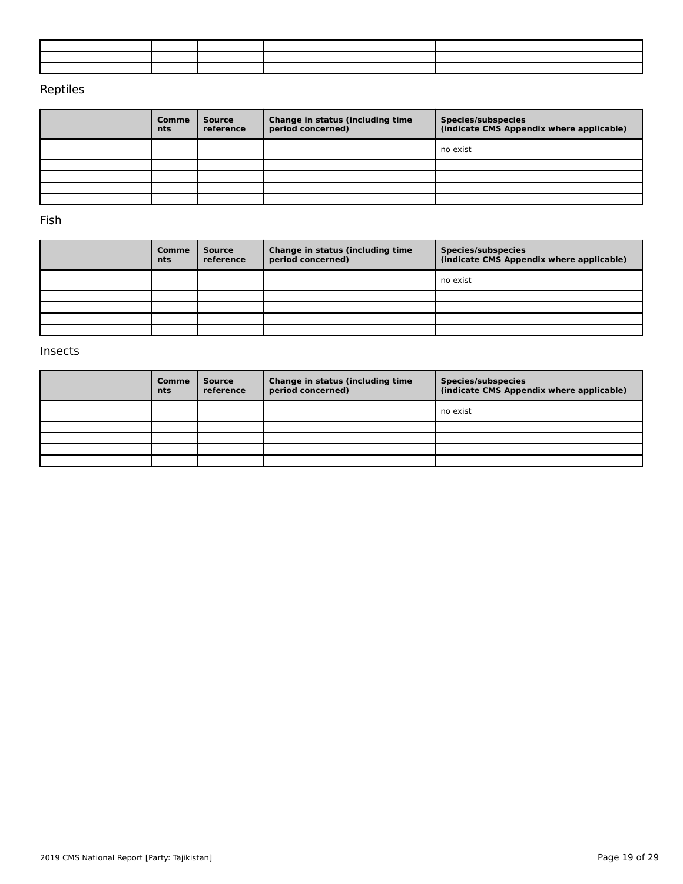| | | | | |
|---|---|---|---|---|
| | | | | |
| | | | | |
| | | | | |

Reptiles

| | Comments | Source reference | Change in status (including time period concerned) | Species/subspecies (indicate CMS Appendix where applicable) |
|---|---|---|---|---|
| | | | | no exist |
| | | | | |
| | | | | |
| | | | | |
| | | | | |

Fish

| | Comments | Source reference | Change in status (including time period concerned) | Species/subspecies (indicate CMS Appendix where applicable) |
|---|---|---|---|---|
| | | | | no exist |
| | | | | |
| | | | | |
| | | | | |
| | | | | |

Insects

| | Comments | Source reference | Change in status (including time period concerned) | Species/subspecies (indicate CMS Appendix where applicable) |
|---|---|---|---|---|
| | | | | no exist |
| | | | | |
| | | | | |
| | | | | |
| | | | | |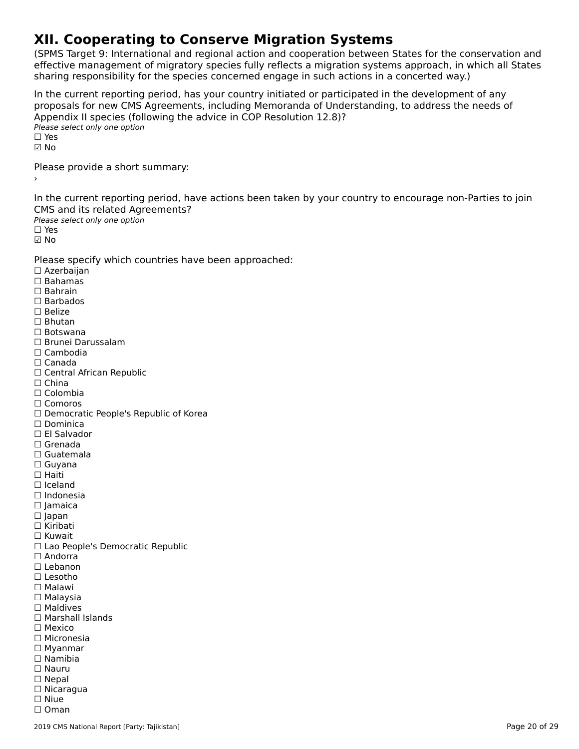# XII. Cooperating to Conserve Migration Systems

(SPMS Target 9: International and regional action and cooperation between States for the conservation and effective management of migratory species fully reflects a migration systems approach, in which all States sharing responsibility for the species concerned engage in such actions in a concerted way.)

In the current reporting period, has your country initiated or participated in the development of any proposals for new CMS Agreements, including Memoranda of Understanding, to address the needs of Appendix II species (following the advice in COP Resolution 12.8)?

*Please select only one option*

☐ Yes
☑ No

Please provide a short summary:

›

In the current reporting period, have actions been taken by your country to encourage non-Parties to join CMS and its related Agreements?

*Please select only one option*

☐ Yes
☑ No

Please specify which countries have been approached:

☐ Azerbaijan
☐ Bahamas
☐ Bahrain
☐ Barbados
☐ Belize
☐ Bhutan
☐ Botswana
☐ Brunei Darussalam
☐ Cambodia
☐ Canada
☐ Central African Republic
☐ China
☐ Colombia
☐ Comoros
☐ Democratic People's Republic of Korea
☐ Dominica
☐ El Salvador
☐ Grenada
☐ Guatemala
☐ Guyana
☐ Haiti
☐ Iceland
☐ Indonesia
☐ Jamaica
☐ Japan
☐ Kiribati
☐ Kuwait
☐ Lao People's Democratic Republic
☐ Andorra
☐ Lebanon
☐ Lesotho
☐ Malawi
☐ Malaysia
☐ Maldives
☐ Marshall Islands
☐ Mexico
☐ Micronesia
☐ Myanmar
☐ Namibia
☐ Nauru
☐ Nepal
☐ Nicaragua
☐ Niue
☐ Oman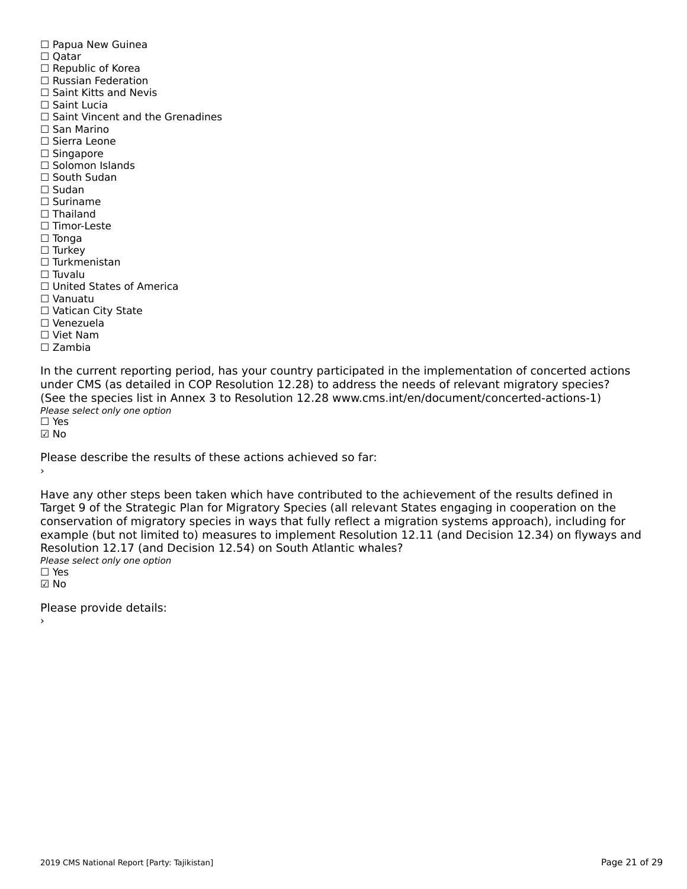☐ Papua New Guinea
☐ Qatar
☐ Republic of Korea
☐ Russian Federation
☐ Saint Kitts and Nevis
☐ Saint Lucia
☐ Saint Vincent and the Grenadines
☐ San Marino
☐ Sierra Leone
☐ Singapore
☐ Solomon Islands
☐ South Sudan
☐ Sudan
☐ Suriname
☐ Thailand
☐ Timor-Leste
☐ Tonga
☐ Turkey
☐ Turkmenistan
☐ Tuvalu
☐ United States of America
☐ Vanuatu
☐ Vatican City State
☐ Venezuela
☐ Viet Nam
☐ Zambia

In the current reporting period, has your country participated in the implementation of concerted actions under CMS (as detailed in COP Resolution 12.28) to address the needs of relevant migratory species? (See the species list in Annex 3 to Resolution 12.28 www.cms.int/en/document/concerted-actions-1)
*Please select only one option*
☐ Yes
☑ No

Please describe the results of these actions achieved so far:
›

Have any other steps been taken which have contributed to the achievement of the results defined in Target 9 of the Strategic Plan for Migratory Species (all relevant States engaging in cooperation on the conservation of migratory species in ways that fully reflect a migration systems approach), including for example (but not limited to) measures to implement Resolution 12.11 (and Decision 12.34) on flyways and Resolution 12.17 (and Decision 12.54) on South Atlantic whales?
*Please select only one option*
☐ Yes
☑ No

Please provide details:
›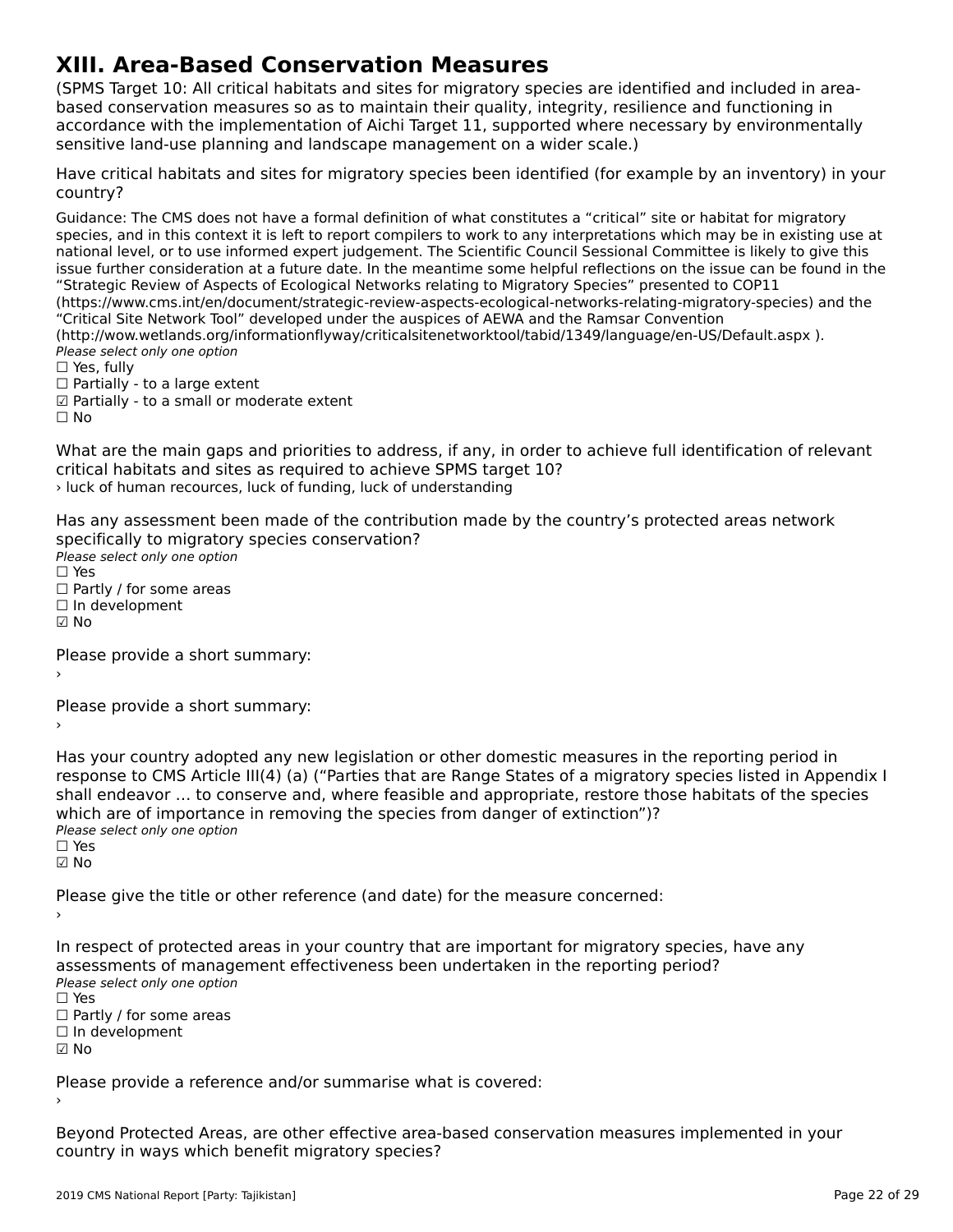# XIII. Area-Based Conservation Measures

(SPMS Target 10: All critical habitats and sites for migratory species are identified and included in area-based conservation measures so as to maintain their quality, integrity, resilience and functioning in accordance with the implementation of Aichi Target 11, supported where necessary by environmentally sensitive land-use planning and landscape management on a wider scale.)

Have critical habitats and sites for migratory species been identified (for example by an inventory) in your country?

Guidance: The CMS does not have a formal definition of what constitutes a “critical” site or habitat for migratory species, and in this context it is left to report compilers to work to any interpretations which may be in existing use at national level, or to use informed expert judgement. The Scientific Council Sessional Committee is likely to give this issue further consideration at a future date. In the meantime some helpful reflections on the issue can be found in the “Strategic Review of Aspects of Ecological Networks relating to Migratory Species” presented to COP11 (https://www.cms.int/en/document/strategic-review-aspects-ecological-networks-relating-migratory-species) and the “Critical Site Network Tool” developed under the auspices of AEWA and the Ramsar Convention (http://wow.wetlands.org/informationflyway/criticalsitenetworktool/tabid/1349/language/en-US/Default.aspx ).
*Please select only one option*
☐ Yes, fully
☐ Partially - to a large extent
☑ Partially - to a small or moderate extent
☐ No

What are the main gaps and priorities to address, if any, in order to achieve full identification of relevant critical habitats and sites as required to achieve SPMS target 10?
› luck of human recources, luck of funding, luck of understanding

Has any assessment been made of the contribution made by the country’s protected areas network specifically to migratory species conservation?
*Please select only one option*
☐ Yes
☐ Partly / for some areas
☐ In development
☑ No

Please provide a short summary:
›

Please provide a short summary:
›

Has your country adopted any new legislation or other domestic measures in the reporting period in response to CMS Article III(4) (a) (“Parties that are Range States of a migratory species listed in Appendix I shall endeavor … to conserve and, where feasible and appropriate, restore those habitats of the species which are of importance in removing the species from danger of extinction”)?
*Please select only one option*
☐ Yes
☑ No

Please give the title or other reference (and date) for the measure concerned:
›

In respect of protected areas in your country that are important for migratory species, have any assessments of management effectiveness been undertaken in the reporting period?
*Please select only one option*
☐ Yes
☐ Partly / for some areas
☐ In development
☑ No

Please provide a reference and/or summarise what is covered:
›

Beyond Protected Areas, are other effective area-based conservation measures implemented in your country in ways which benefit migratory species?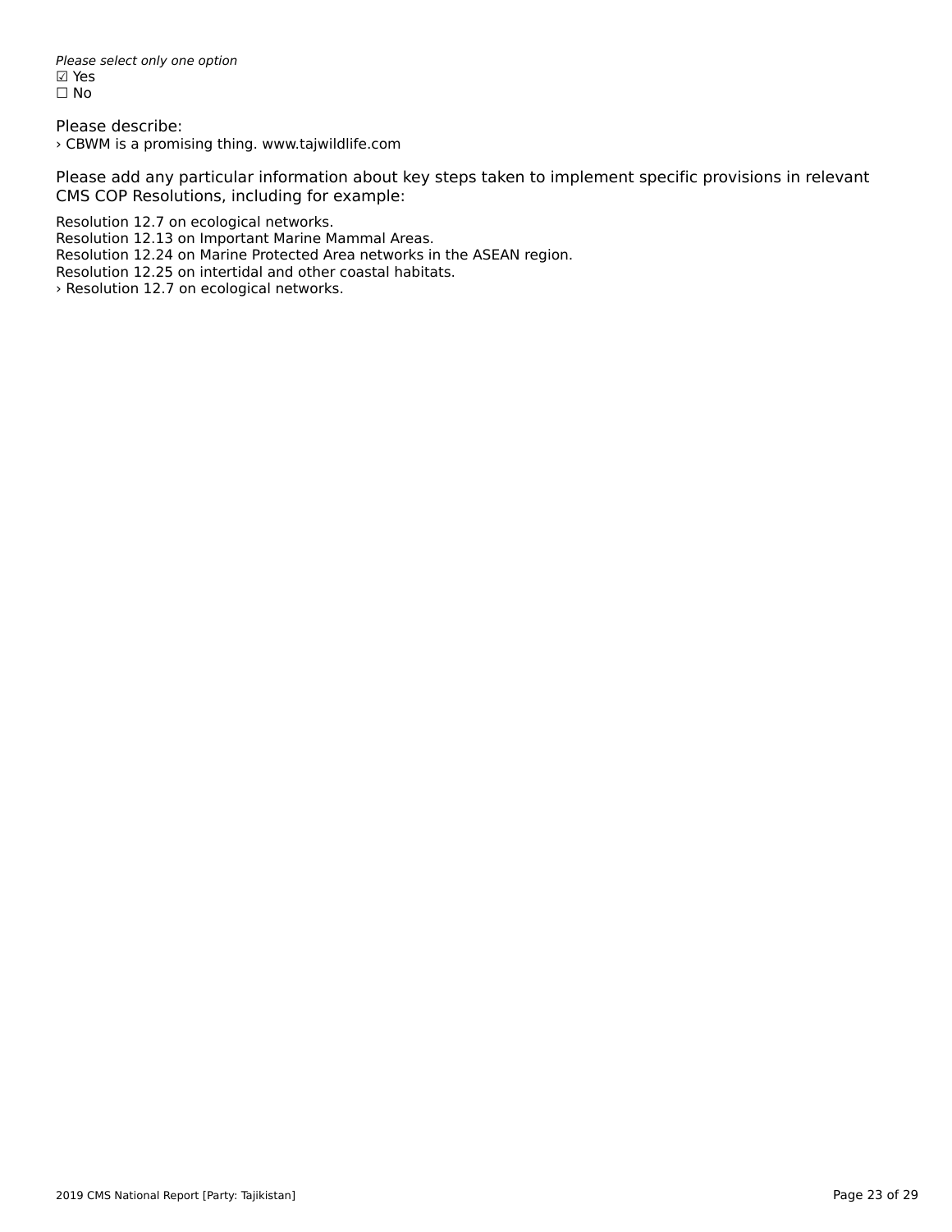*Please select only one option*
☑ Yes
☐ No

Please describe:
› CBWM is a promising thing. www.tajwildlife.com

Please add any particular information about key steps taken to implement specific provisions in relevant CMS COP Resolutions, including for example:

Resolution 12.7 on ecological networks.
Resolution 12.13 on Important Marine Mammal Areas.
Resolution 12.24 on Marine Protected Area networks in the ASEAN region.
Resolution 12.25 on intertidal and other coastal habitats.
› Resolution 12.7 on ecological networks.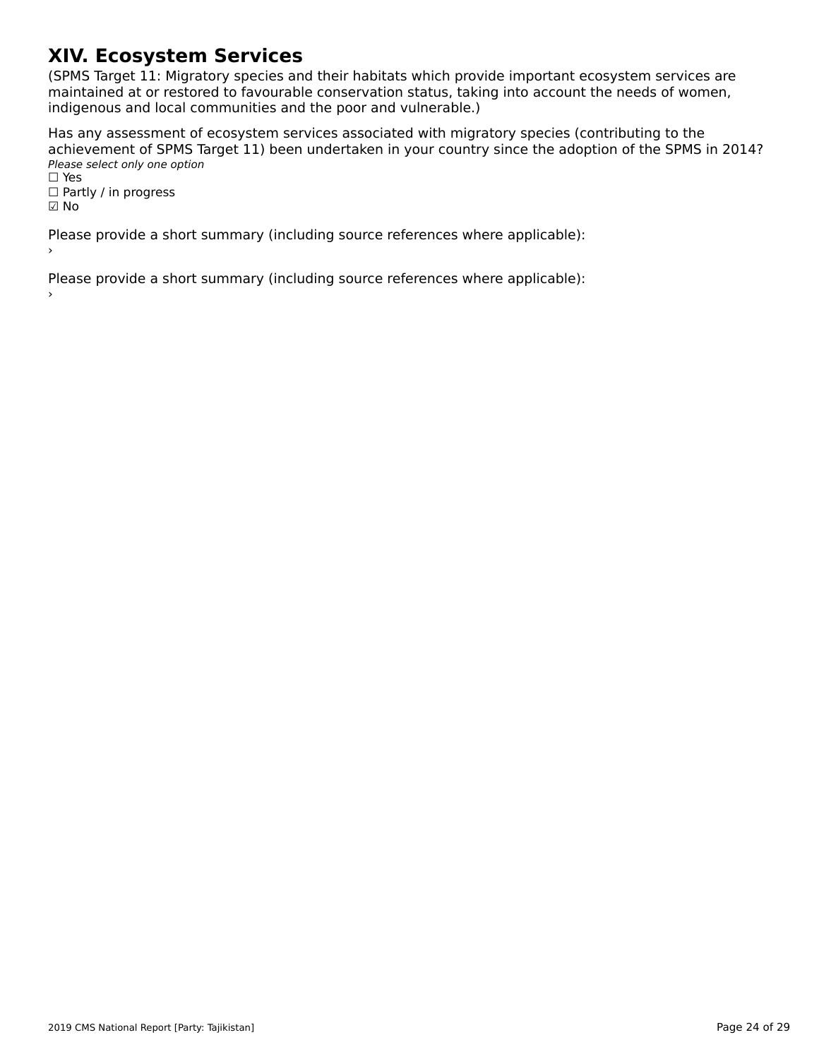# XIV. Ecosystem Services

(SPMS Target 11: Migratory species and their habitats which provide important ecosystem services are maintained at or restored to favourable conservation status, taking into account the needs of women, indigenous and local communities and the poor and vulnerable.)

Has any assessment of ecosystem services associated with migratory species (contributing to the achievement of SPMS Target 11) been undertaken in your country since the adoption of the SPMS in 2014?

*Please select only one option*

☐ Yes
☐ Partly / in progress
☑ No

Please provide a short summary (including source references where applicable):

›

Please provide a short summary (including source references where applicable):

›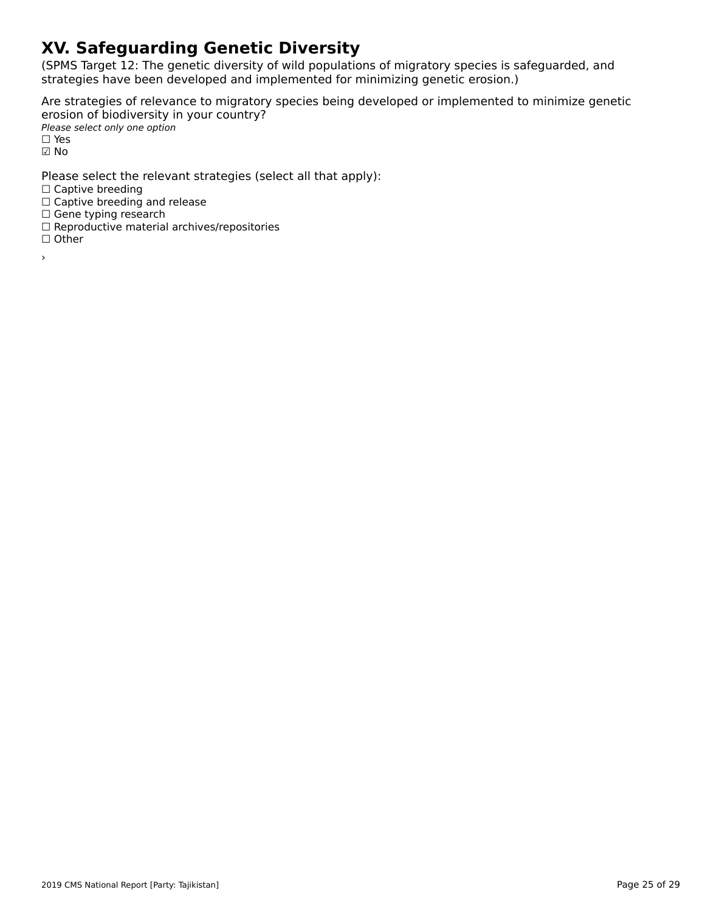# XV. Safeguarding Genetic Diversity

(SPMS Target 12: The genetic diversity of wild populations of migratory species is safeguarded, and strategies have been developed and implemented for minimizing genetic erosion.)

Are strategies of relevance to migratory species being developed or implemented to minimize genetic erosion of biodiversity in your country?

*Please select only one option*

☐ Yes
☑ No

Please select the relevant strategies (select all that apply):

☐ Captive breeding
☐ Captive breeding and release
☐ Gene typing research
☐ Reproductive material archives/repositories
☐ Other

›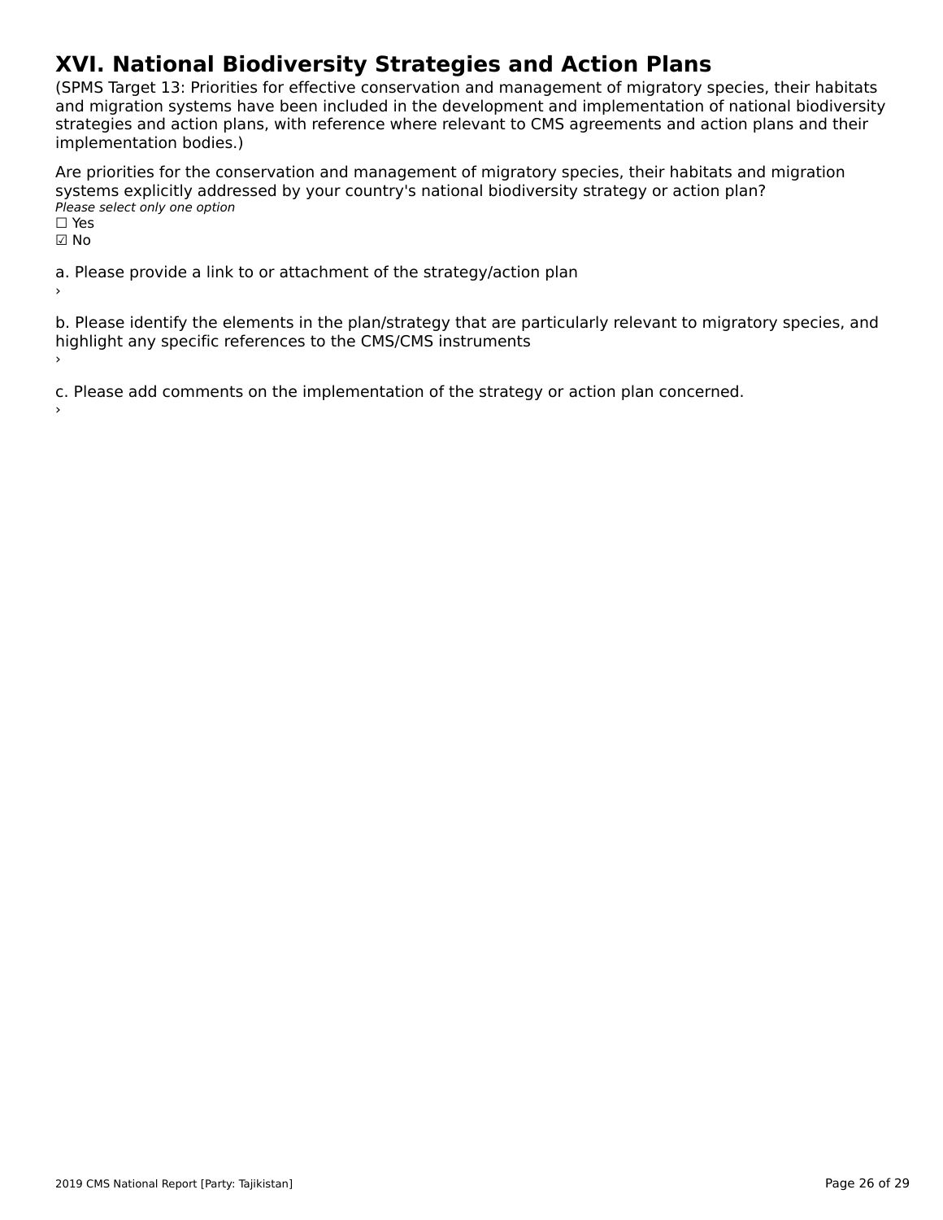# XVI. National Biodiversity Strategies and Action Plans

(SPMS Target 13: Priorities for effective conservation and management of migratory species, their habitats and migration systems have been included in the development and implementation of national biodiversity strategies and action plans, with reference where relevant to CMS agreements and action plans and their implementation bodies.)

Are priorities for the conservation and management of migratory species, their habitats and migration systems explicitly addressed by your country's national biodiversity strategy or action plan?
*Please select only one option*
☐ Yes
☑ No

a. Please provide a link to or attachment of the strategy/action plan
›

b. Please identify the elements in the plan/strategy that are particularly relevant to migratory species, and highlight any specific references to the CMS/CMS instruments
›

c. Please add comments on the implementation of the strategy or action plan concerned.
›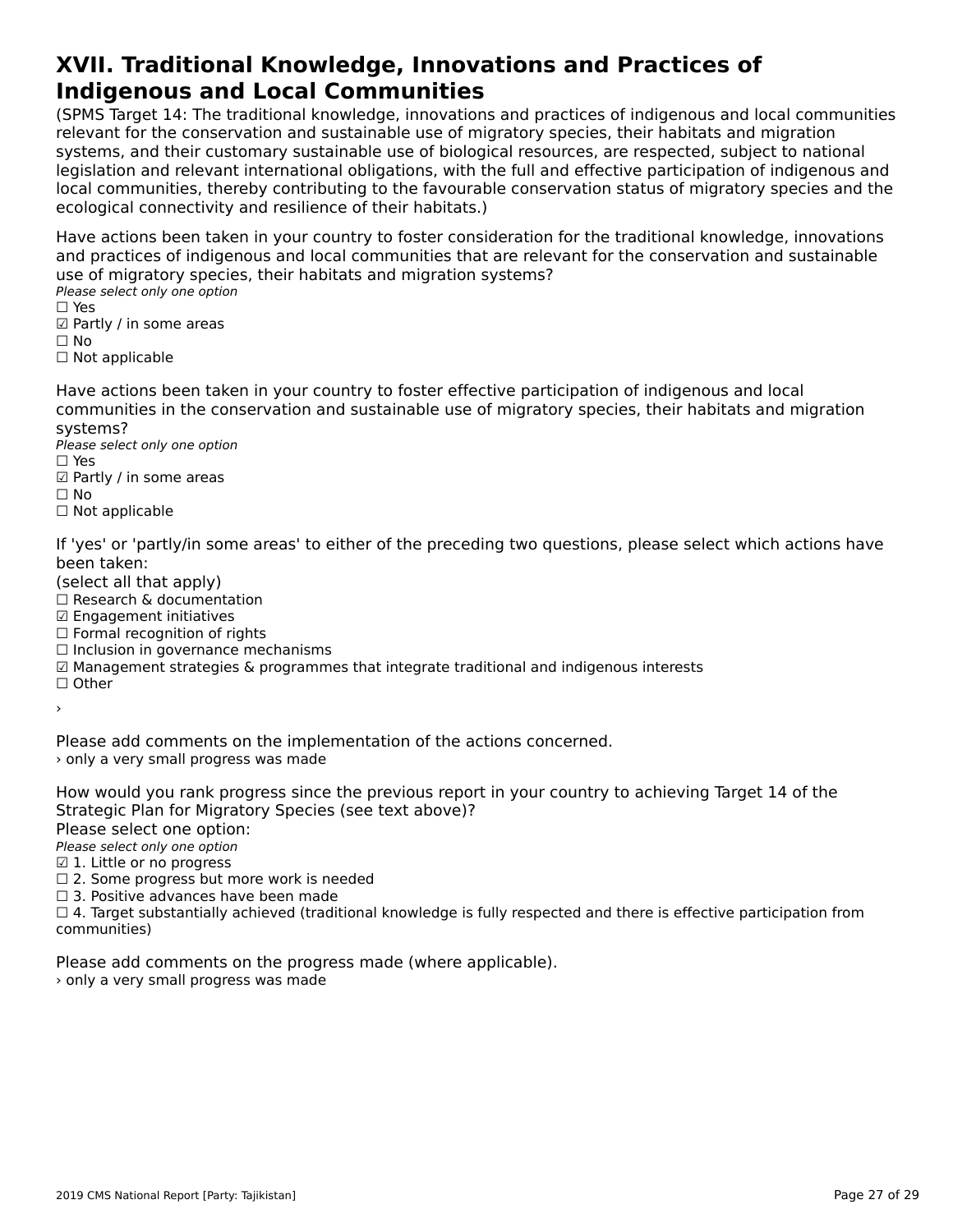## XVII. Traditional Knowledge, Innovations and Practices of Indigenous and Local Communities

(SPMS Target 14: The traditional knowledge, innovations and practices of indigenous and local communities relevant for the conservation and sustainable use of migratory species, their habitats and migration systems, and their customary sustainable use of biological resources, are respected, subject to national legislation and relevant international obligations, with the full and effective participation of indigenous and local communities, thereby contributing to the favourable conservation status of migratory species and the ecological connectivity and resilience of their habitats.)

Have actions been taken in your country to foster consideration for the traditional knowledge, innovations and practices of indigenous and local communities that are relevant for the conservation and sustainable use of migratory species, their habitats and migration systems?
*Please select only one option*
☐ Yes
☑ Partly / in some areas
☐ No
☐ Not applicable

Have actions been taken in your country to foster effective participation of indigenous and local communities in the conservation and sustainable use of migratory species, their habitats and migration systems?
*Please select only one option*
☐ Yes
☑ Partly / in some areas
☐ No
☐ Not applicable

If 'yes' or 'partly/in some areas' to either of the preceding two questions, please select which actions have been taken:
(select all that apply)
☐ Research & documentation
☑ Engagement initiatives
☐ Formal recognition of rights
☐ Inclusion in governance mechanisms
☑ Management strategies & programmes that integrate traditional and indigenous interests
☐ Other

›

Please add comments on the implementation of the actions concerned.
› only a very small progress was made

How would you rank progress since the previous report in your country to achieving Target 14 of the Strategic Plan for Migratory Species (see text above)?
Please select one option:
*Please select only one option*
☑ 1. Little or no progress
☐ 2. Some progress but more work is needed
☐ 3. Positive advances have been made
☐ 4. Target substantially achieved (traditional knowledge is fully respected and there is effective participation from communities)

Please add comments on the progress made (where applicable).
› only a very small progress was made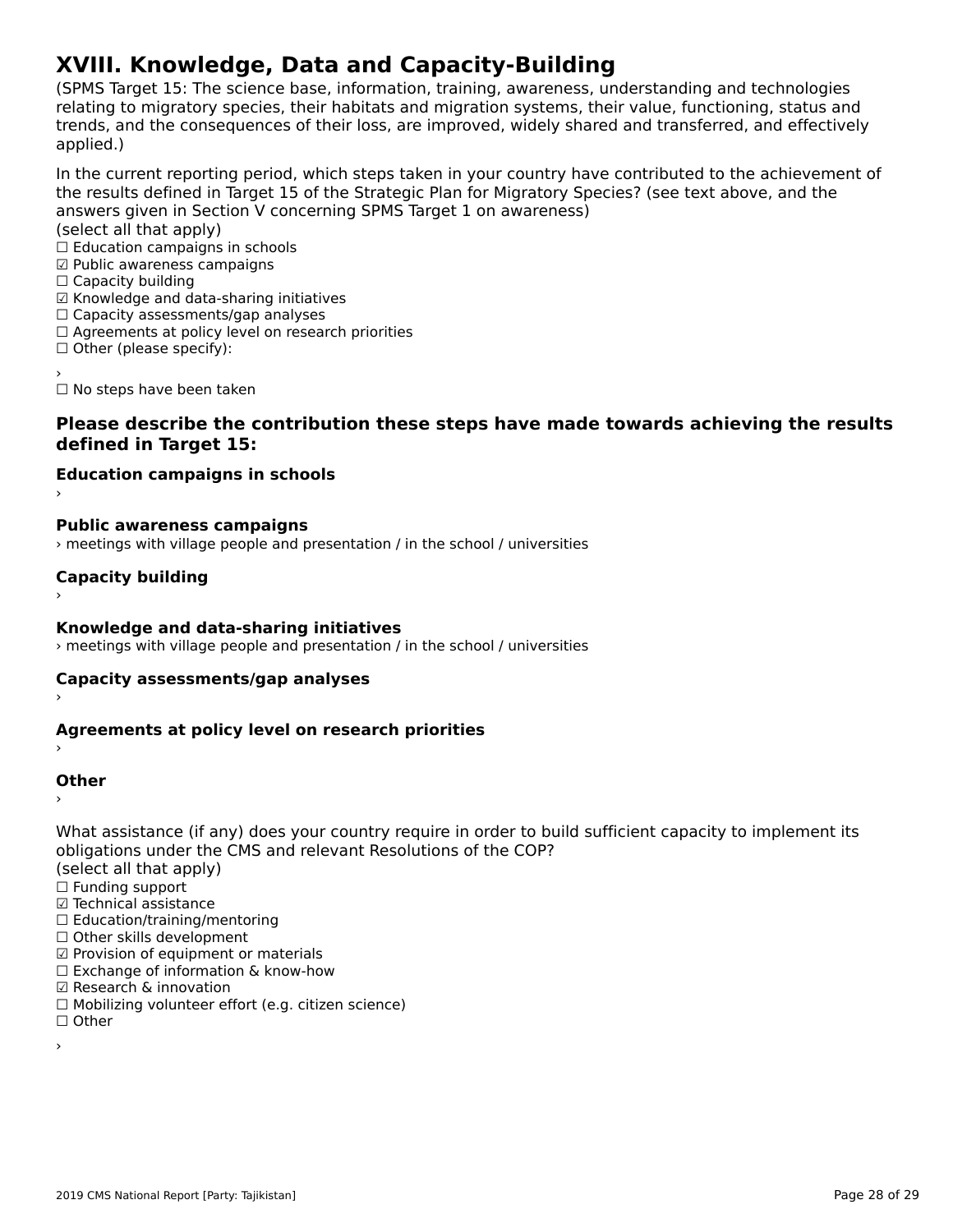# XVIII. Knowledge, Data and Capacity-Building

(SPMS Target 15: The science base, information, training, awareness, understanding and technologies relating to migratory species, their habitats and migration systems, their value, functioning, status and trends, and the consequences of their loss, are improved, widely shared and transferred, and effectively applied.)

In the current reporting period, which steps taken in your country have contributed to the achievement of the results defined in Target 15 of the Strategic Plan for Migratory Species? (see text above, and the answers given in Section V concerning SPMS Target 1 on awareness)
(select all that apply)
☐ Education campaigns in schools
☑ Public awareness campaigns
☐ Capacity building
☑ Knowledge and data-sharing initiatives
☐ Capacity assessments/gap analyses
☐ Agreements at policy level on research priorities
☐ Other (please specify):

›
☐ No steps have been taken

### Please describe the contribution these steps have made towards achieving the results defined in Target 15:

**Education campaigns in schools**
›

**Public awareness campaigns**
› meetings with village people and presentation / in the school / universities

**Capacity building**
›

**Knowledge and data-sharing initiatives**
› meetings with village people and presentation / in the school / universities

**Capacity assessments/gap analyses**
›

**Agreements at policy level on research priorities**
›

**Other**
›

What assistance (if any) does your country require in order to build sufficient capacity to implement its obligations under the CMS and relevant Resolutions of the COP?
(select all that apply)
☐ Funding support
☑ Technical assistance
☐ Education/training/mentoring
☐ Other skills development
☑ Provision of equipment or materials
☐ Exchange of information & know-how
☑ Research & innovation
☐ Mobilizing volunteer effort (e.g. citizen science)
☐ Other

›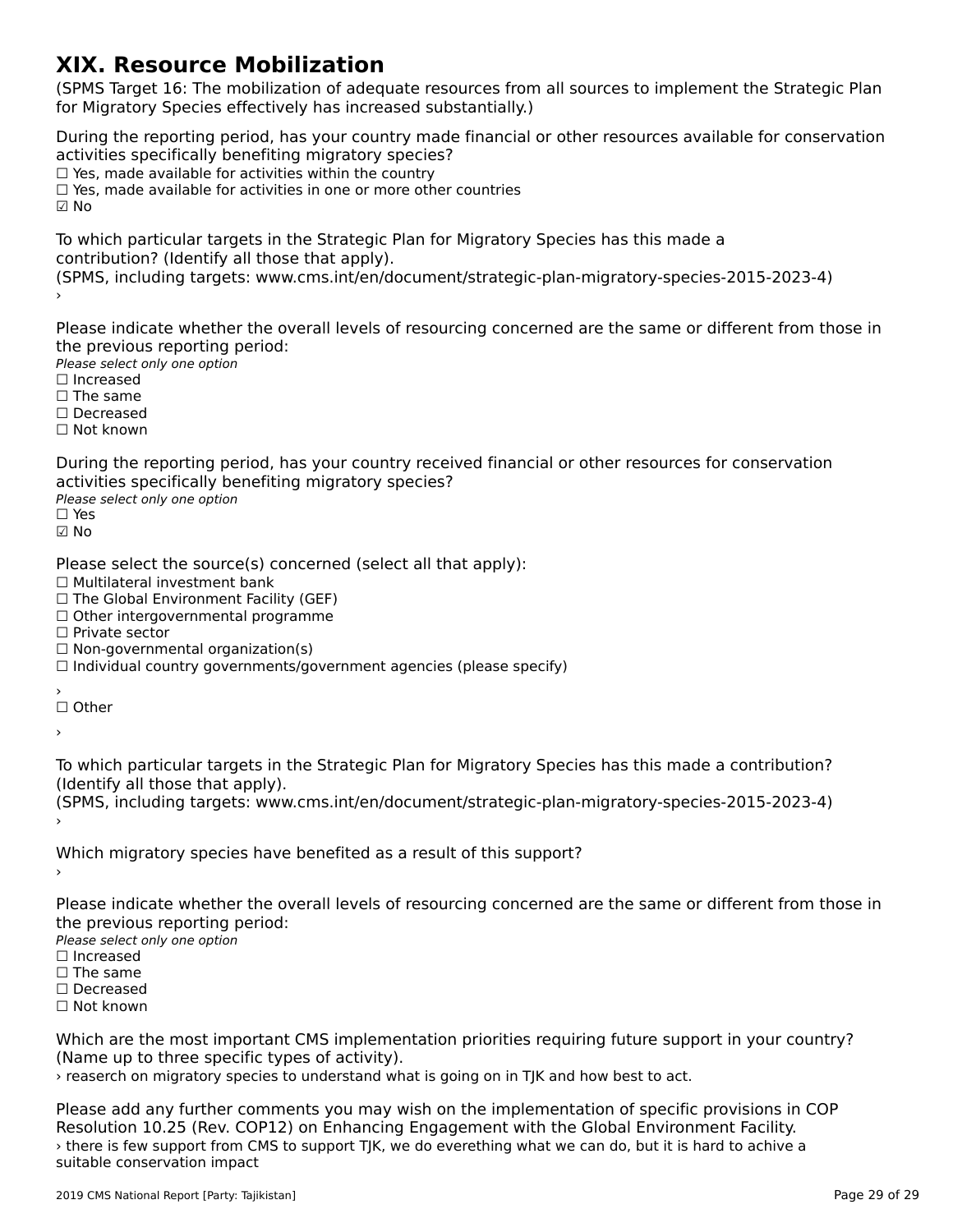# XIX. Resource Mobilization

(SPMS Target 16: The mobilization of adequate resources from all sources to implement the Strategic Plan for Migratory Species effectively has increased substantially.)

During the reporting period, has your country made financial or other resources available for conservation activities specifically benefiting migratory species?

☐ Yes, made available for activities within the country
☐ Yes, made available for activities in one or more other countries
☑ No

To which particular targets in the Strategic Plan for Migratory Species has this made a contribution? (Identify all those that apply).
(SPMS, including targets: www.cms.int/en/document/strategic-plan-migratory-species-2015-2023-4)
›

Please indicate whether the overall levels of resourcing concerned are the same or different from those in the previous reporting period:
*Please select only one option*
☐ Increased
☐ The same
☐ Decreased
☐ Not known

During the reporting period, has your country received financial or other resources for conservation activities specifically benefiting migratory species?
*Please select only one option*
☐ Yes
☑ No

Please select the source(s) concerned (select all that apply):
☐ Multilateral investment bank
☐ The Global Environment Facility (GEF)
☐ Other intergovernmental programme
☐ Private sector
☐ Non-governmental organization(s)
☐ Individual country governments/government agencies (please specify)

›
☐ Other

›

To which particular targets in the Strategic Plan for Migratory Species has this made a contribution? (Identify all those that apply).
(SPMS, including targets: www.cms.int/en/document/strategic-plan-migratory-species-2015-2023-4)
›

Which migratory species have benefited as a result of this support?
›

Please indicate whether the overall levels of resourcing concerned are the same or different from those in the previous reporting period:
*Please select only one option*
☐ Increased
☐ The same
☐ Decreased
☐ Not known

Which are the most important CMS implementation priorities requiring future support in your country? (Name up to three specific types of activity).
› reaserch on migratory species to understand what is going on in TJK and how best to act.

Please add any further comments you may wish on the implementation of specific provisions in COP Resolution 10.25 (Rev. COP12) on Enhancing Engagement with the Global Environment Facility.
› there is few support from CMS to support TJK, we do everething what we can do, but it is hard to achive a suitable conservation impact